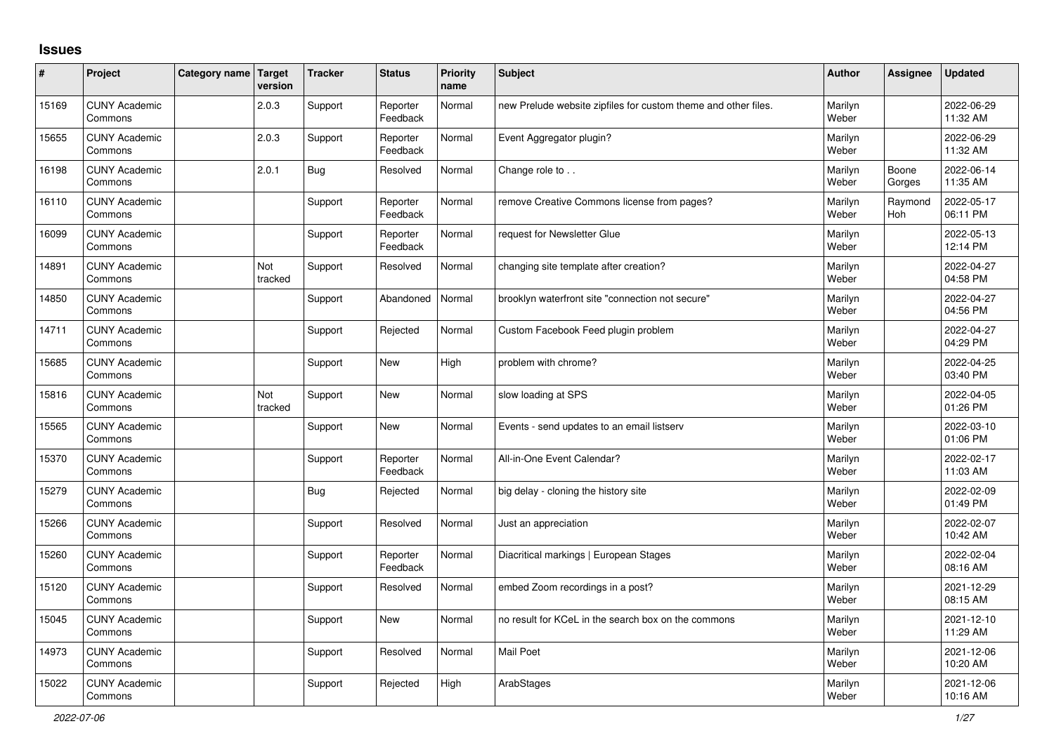## Issues

| # | Project | Category name | Target version | Tracker | Status | Priority name | Subject | Author | Assignee | Updated |
|---|---|---|---|---|---|---|---|---|---|---|
| 15169 | CUNY Academic Commons | | 2.0.3 | Support | Reporter Feedback | Normal | new Prelude website zipfiles for custom theme and other files. | Marilyn Weber | | 2022-06-29 11:32 AM |
| 15655 | CUNY Academic Commons | | 2.0.3 | Support | Reporter Feedback | Normal | Event Aggregator plugin? | Marilyn Weber | | 2022-06-29 11:32 AM |
| 16198 | CUNY Academic Commons | | 2.0.1 | Bug | Resolved | Normal | Change role to . . | Marilyn Weber | Boone Gorges | 2022-06-14 11:35 AM |
| 16110 | CUNY Academic Commons | | | Support | Reporter Feedback | Normal | remove Creative Commons license from pages? | Marilyn Weber | Raymond Hoh | 2022-05-17 06:11 PM |
| 16099 | CUNY Academic Commons | | | Support | Reporter Feedback | Normal | request for Newsletter Glue | Marilyn Weber | | 2022-05-13 12:14 PM |
| 14891 | CUNY Academic Commons | | Not tracked | Support | Resolved | Normal | changing site template after creation? | Marilyn Weber | | 2022-04-27 04:58 PM |
| 14850 | CUNY Academic Commons | | | Support | Abandoned | Normal | brooklyn waterfront site "connection not secure" | Marilyn Weber | | 2022-04-27 04:56 PM |
| 14711 | CUNY Academic Commons | | | Support | Rejected | Normal | Custom Facebook Feed plugin problem | Marilyn Weber | | 2022-04-27 04:29 PM |
| 15685 | CUNY Academic Commons | | | Support | New | High | problem with chrome? | Marilyn Weber | | 2022-04-25 03:40 PM |
| 15816 | CUNY Academic Commons | | Not tracked | Support | New | Normal | slow loading at SPS | Marilyn Weber | | 2022-04-05 01:26 PM |
| 15565 | CUNY Academic Commons | | | Support | New | Normal | Events - send updates to an email listserv | Marilyn Weber | | 2022-03-10 01:06 PM |
| 15370 | CUNY Academic Commons | | | Support | Reporter Feedback | Normal | All-in-One Event Calendar? | Marilyn Weber | | 2022-02-17 11:03 AM |
| 15279 | CUNY Academic Commons | | | Bug | Rejected | Normal | big delay - cloning the history site | Marilyn Weber | | 2022-02-09 01:49 PM |
| 15266 | CUNY Academic Commons | | | Support | Resolved | Normal | Just an appreciation | Marilyn Weber | | 2022-02-07 10:42 AM |
| 15260 | CUNY Academic Commons | | | Support | Reporter Feedback | Normal | Diacritical markings \| European Stages | Marilyn Weber | | 2022-02-04 08:16 AM |
| 15120 | CUNY Academic Commons | | | Support | Resolved | Normal | embed Zoom recordings in a post? | Marilyn Weber | | 2021-12-29 08:15 AM |
| 15045 | CUNY Academic Commons | | | Support | New | Normal | no result for KCeL in the search box on the commons | Marilyn Weber | | 2021-12-10 11:29 AM |
| 14973 | CUNY Academic Commons | | | Support | Resolved | Normal | Mail Poet | Marilyn Weber | | 2021-12-06 10:20 AM |
| 15022 | CUNY Academic Commons | | | Support | Rejected | High | ArabStages | Marilyn Weber | | 2021-12-06 10:16 AM |

*2022-07-06*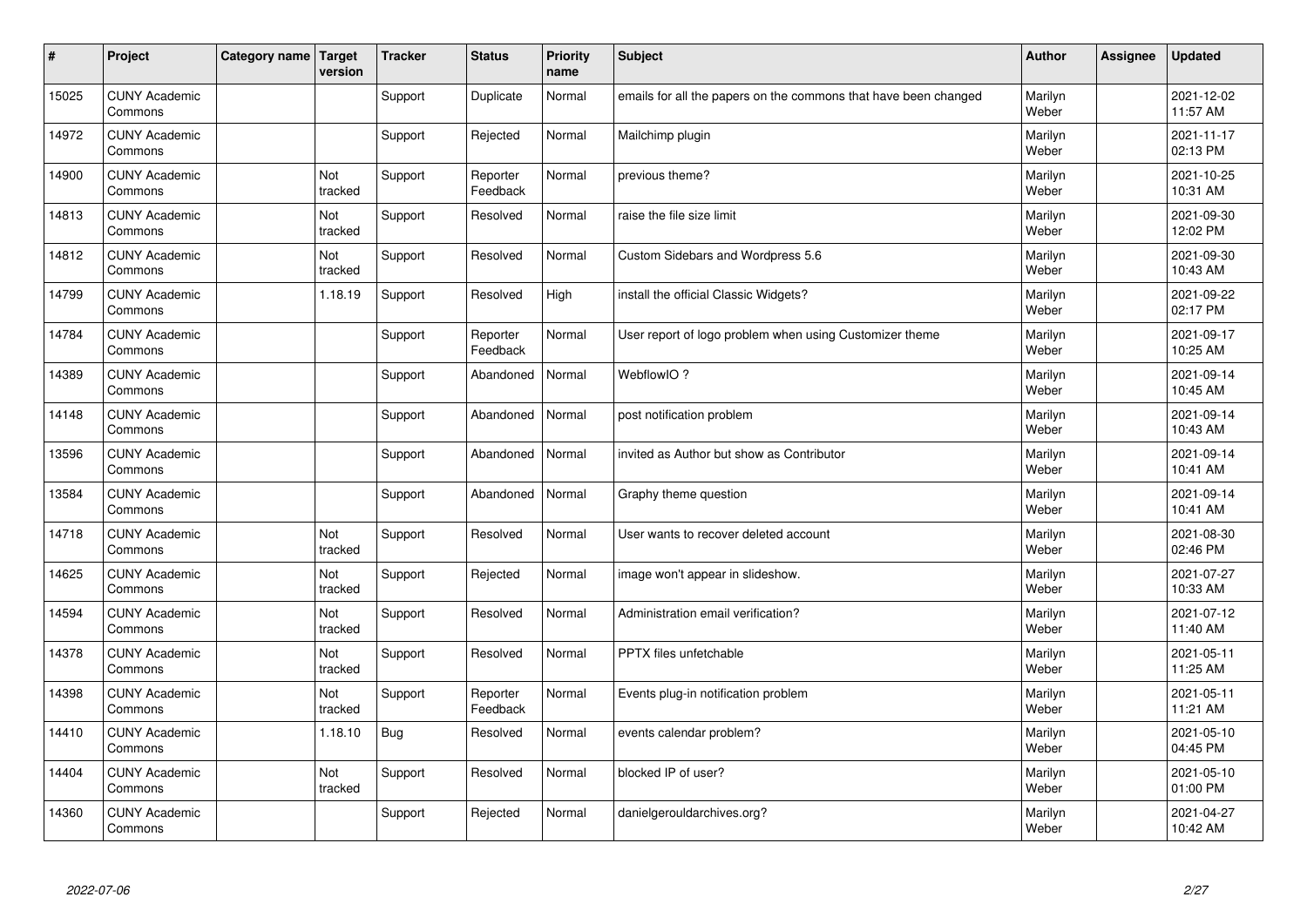| # | Project | Category name | Target version | Tracker | Status | Priority name | Subject | Author | Assignee | Updated |
|---|---|---|---|---|---|---|---|---|---|---|
| 15025 | CUNY Academic Commons | | | Support | Duplicate | Normal | emails for all the papers on the commons that have been changed | Marilyn Weber | | 2021-12-02 11:57 AM |
| 14972 | CUNY Academic Commons | | | Support | Rejected | Normal | Mailchimp plugin | Marilyn Weber | | 2021-11-17 02:13 PM |
| 14900 | CUNY Academic Commons | | Not tracked | Support | Reporter Feedback | Normal | previous theme? | Marilyn Weber | | 2021-10-25 10:31 AM |
| 14813 | CUNY Academic Commons | | Not tracked | Support | Resolved | Normal | raise the file size limit | Marilyn Weber | | 2021-09-30 12:02 PM |
| 14812 | CUNY Academic Commons | | Not tracked | Support | Resolved | Normal | Custom Sidebars and Wordpress 5.6 | Marilyn Weber | | 2021-09-30 10:43 AM |
| 14799 | CUNY Academic Commons | | 1.18.19 | Support | Resolved | High | install the official Classic Widgets? | Marilyn Weber | | 2021-09-22 02:17 PM |
| 14784 | CUNY Academic Commons | | | Support | Reporter Feedback | Normal | User report of logo problem when using Customizer theme | Marilyn Weber | | 2021-09-17 10:25 AM |
| 14389 | CUNY Academic Commons | | | Support | Abandoned | Normal | WebflowIO ? | Marilyn Weber | | 2021-09-14 10:45 AM |
| 14148 | CUNY Academic Commons | | | Support | Abandoned | Normal | post notification problem | Marilyn Weber | | 2021-09-14 10:43 AM |
| 13596 | CUNY Academic Commons | | | Support | Abandoned | Normal | invited as Author but show as Contributor | Marilyn Weber | | 2021-09-14 10:41 AM |
| 13584 | CUNY Academic Commons | | | Support | Abandoned | Normal | Graphy theme question | Marilyn Weber | | 2021-09-14 10:41 AM |
| 14718 | CUNY Academic Commons | | Not tracked | Support | Resolved | Normal | User wants to recover deleted account | Marilyn Weber | | 2021-08-30 02:46 PM |
| 14625 | CUNY Academic Commons | | Not tracked | Support | Rejected | Normal | image won't appear in slideshow. | Marilyn Weber | | 2021-07-27 10:33 AM |
| 14594 | CUNY Academic Commons | | Not tracked | Support | Resolved | Normal | Administration email verification? | Marilyn Weber | | 2021-07-12 11:40 AM |
| 14378 | CUNY Academic Commons | | Not tracked | Support | Resolved | Normal | PPTX files unfetchable | Marilyn Weber | | 2021-05-11 11:25 AM |
| 14398 | CUNY Academic Commons | | Not tracked | Support | Reporter Feedback | Normal | Events plug-in notification problem | Marilyn Weber | | 2021-05-11 11:21 AM |
| 14410 | CUNY Academic Commons | | 1.18.10 | Bug | Resolved | Normal | events calendar problem? | Marilyn Weber | | 2021-05-10 04:45 PM |
| 14404 | CUNY Academic Commons | | Not tracked | Support | Resolved | Normal | blocked IP of user? | Marilyn Weber | | 2021-05-10 01:00 PM |
| 14360 | CUNY Academic Commons | | | Support | Rejected | Normal | danielgerouldarchives.org? | Marilyn Weber | | 2021-04-27 10:42 AM |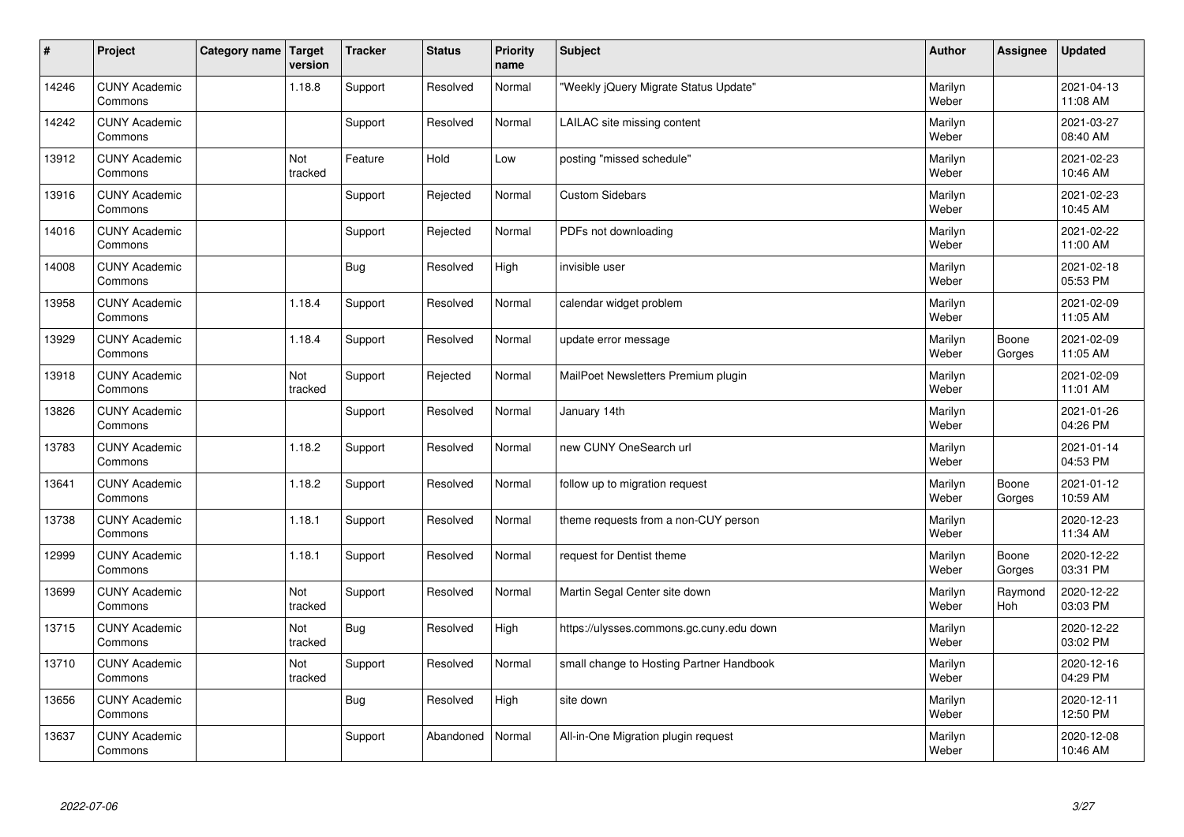| # | Project | Category name | Target version | Tracker | Status | Priority name | Subject | Author | Assignee | Updated |
|---|---|---|---|---|---|---|---|---|---|---|
| 14246 | CUNY Academic Commons | | 1.18.8 | Support | Resolved | Normal | "Weekly jQuery Migrate Status Update" | Marilyn Weber | | 2021-04-13 11:08 AM |
| 14242 | CUNY Academic Commons | | | Support | Resolved | Normal | LAILAC site missing content | Marilyn Weber | | 2021-03-27 08:40 AM |
| 13912 | CUNY Academic Commons | | Not tracked | Feature | Hold | Low | posting "missed schedule" | Marilyn Weber | | 2021-02-23 10:46 AM |
| 13916 | CUNY Academic Commons | | | Support | Rejected | Normal | Custom Sidebars | Marilyn Weber | | 2021-02-23 10:45 AM |
| 14016 | CUNY Academic Commons | | | Support | Rejected | Normal | PDFs not downloading | Marilyn Weber | | 2021-02-22 11:00 AM |
| 14008 | CUNY Academic Commons | | | Bug | Resolved | High | invisible user | Marilyn Weber | | 2021-02-18 05:53 PM |
| 13958 | CUNY Academic Commons | | 1.18.4 | Support | Resolved | Normal | calendar widget problem | Marilyn Weber | | 2021-02-09 11:05 AM |
| 13929 | CUNY Academic Commons | | 1.18.4 | Support | Resolved | Normal | update error message | Marilyn Weber | Boone Gorges | 2021-02-09 11:05 AM |
| 13918 | CUNY Academic Commons | | Not tracked | Support | Rejected | Normal | MailPoet Newsletters Premium plugin | Marilyn Weber | | 2021-02-09 11:01 AM |
| 13826 | CUNY Academic Commons | | | Support | Resolved | Normal | January 14th | Marilyn Weber | | 2021-01-26 04:26 PM |
| 13783 | CUNY Academic Commons | | 1.18.2 | Support | Resolved | Normal | new CUNY OneSearch url | Marilyn Weber | | 2021-01-14 04:53 PM |
| 13641 | CUNY Academic Commons | | 1.18.2 | Support | Resolved | Normal | follow up to migration request | Marilyn Weber | Boone Gorges | 2021-01-12 10:59 AM |
| 13738 | CUNY Academic Commons | | 1.18.1 | Support | Resolved | Normal | theme requests from a non-CUY person | Marilyn Weber | | 2020-12-23 11:34 AM |
| 12999 | CUNY Academic Commons | | 1.18.1 | Support | Resolved | Normal | request for Dentist theme | Marilyn Weber | Boone Gorges | 2020-12-22 03:31 PM |
| 13699 | CUNY Academic Commons | | Not tracked | Support | Resolved | Normal | Martin Segal Center site down | Marilyn Weber | Raymond Hoh | 2020-12-22 03:03 PM |
| 13715 | CUNY Academic Commons | | Not tracked | Bug | Resolved | High | https://ulysses.commons.gc.cuny.edu down | Marilyn Weber | | 2020-12-22 03:02 PM |
| 13710 | CUNY Academic Commons | | Not tracked | Support | Resolved | Normal | small change to Hosting Partner Handbook | Marilyn Weber | | 2020-12-16 04:29 PM |
| 13656 | CUNY Academic Commons | | | Bug | Resolved | High | site down | Marilyn Weber | | 2020-12-11 12:50 PM |
| 13637 | CUNY Academic Commons | | | Support | Abandoned | Normal | All-in-One Migration plugin request | Marilyn Weber | | 2020-12-08 10:46 AM |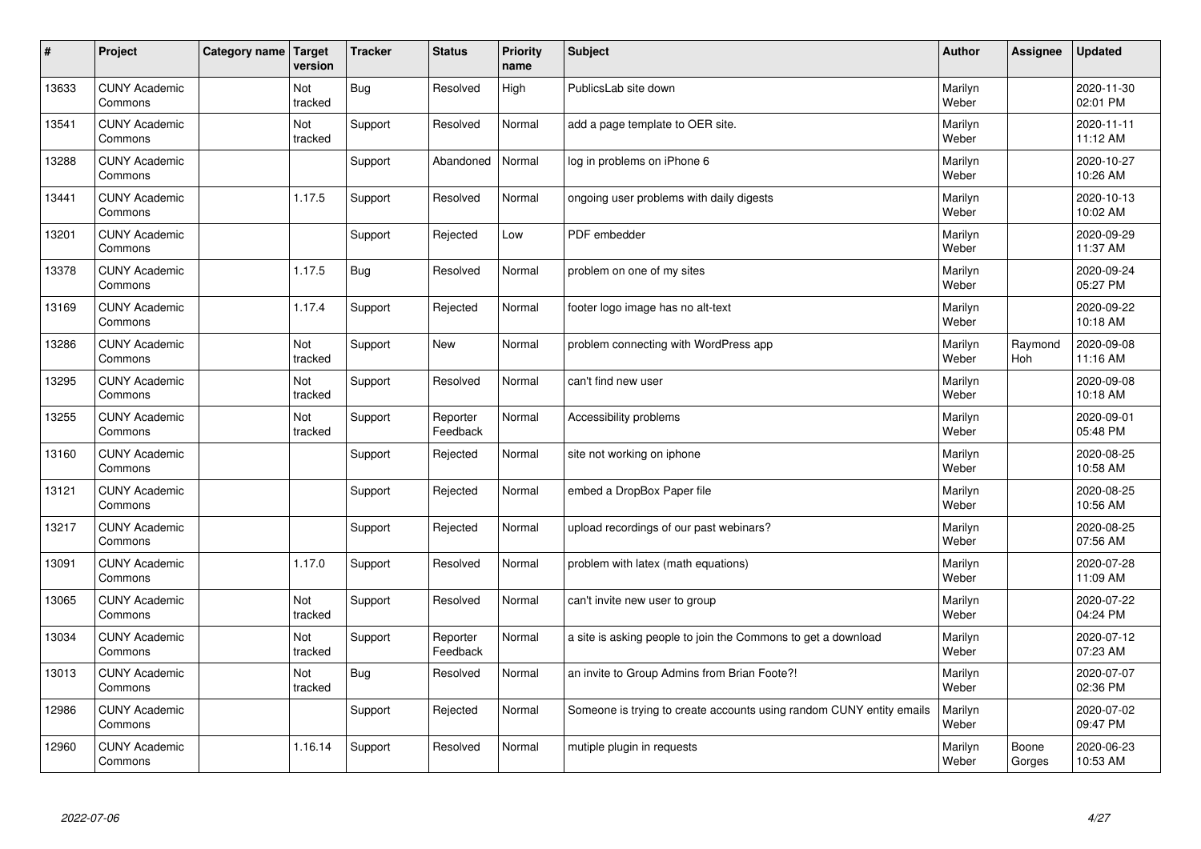| # | Project | Category name | Target version | Tracker | Status | Priority name | Subject | Author | Assignee | Updated |
|---|---|---|---|---|---|---|---|---|---|---|
| 13633 | CUNY Academic Commons | | Not tracked | Bug | Resolved | High | PublicsLab site down | Marilyn Weber | | 2020-11-30 02:01 PM |
| 13541 | CUNY Academic Commons | | Not tracked | Support | Resolved | Normal | add a page template to OER site. | Marilyn Weber | | 2020-11-11 11:12 AM |
| 13288 | CUNY Academic Commons | | | Support | Abandoned | Normal | log in problems on iPhone 6 | Marilyn Weber | | 2020-10-27 10:26 AM |
| 13441 | CUNY Academic Commons | | 1.17.5 | Support | Resolved | Normal | ongoing user problems with daily digests | Marilyn Weber | | 2020-10-13 10:02 AM |
| 13201 | CUNY Academic Commons | | | Support | Rejected | Low | PDF embedder | Marilyn Weber | | 2020-09-29 11:37 AM |
| 13378 | CUNY Academic Commons | | 1.17.5 | Bug | Resolved | Normal | problem on one of my sites | Marilyn Weber | | 2020-09-24 05:27 PM |
| 13169 | CUNY Academic Commons | | 1.17.4 | Support | Rejected | Normal | footer logo image has no alt-text | Marilyn Weber | | 2020-09-22 10:18 AM |
| 13286 | CUNY Academic Commons | | Not tracked | Support | New | Normal | problem connecting with WordPress app | Marilyn Weber | Raymond Hoh | 2020-09-08 11:16 AM |
| 13295 | CUNY Academic Commons | | Not tracked | Support | Resolved | Normal | can't find new user | Marilyn Weber | | 2020-09-08 10:18 AM |
| 13255 | CUNY Academic Commons | | Not tracked | Support | Reporter Feedback | Normal | Accessibility problems | Marilyn Weber | | 2020-09-01 05:48 PM |
| 13160 | CUNY Academic Commons | | | Support | Rejected | Normal | site not working on iphone | Marilyn Weber | | 2020-08-25 10:58 AM |
| 13121 | CUNY Academic Commons | | | Support | Rejected | Normal | embed a DropBox Paper file | Marilyn Weber | | 2020-08-25 10:56 AM |
| 13217 | CUNY Academic Commons | | | Support | Rejected | Normal | upload recordings of our past webinars? | Marilyn Weber | | 2020-08-25 07:56 AM |
| 13091 | CUNY Academic Commons | | 1.17.0 | Support | Resolved | Normal | problem with latex (math equations) | Marilyn Weber | | 2020-07-28 11:09 AM |
| 13065 | CUNY Academic Commons | | Not tracked | Support | Resolved | Normal | can't invite new user to group | Marilyn Weber | | 2020-07-22 04:24 PM |
| 13034 | CUNY Academic Commons | | Not tracked | Support | Reporter Feedback | Normal | a site is asking people to join the Commons to get a download | Marilyn Weber | | 2020-07-12 07:23 AM |
| 13013 | CUNY Academic Commons | | Not tracked | Bug | Resolved | Normal | an invite to Group Admins from Brian Foote?! | Marilyn Weber | | 2020-07-07 02:36 PM |
| 12986 | CUNY Academic Commons | | | Support | Rejected | Normal | Someone is trying to create accounts using random CUNY entity emails | Marilyn Weber | | 2020-07-02 09:47 PM |
| 12960 | CUNY Academic Commons | | 1.16.14 | Support | Resolved | Normal | mutiple plugin in requests | Marilyn Weber | Boone Gorges | 2020-06-23 10:53 AM |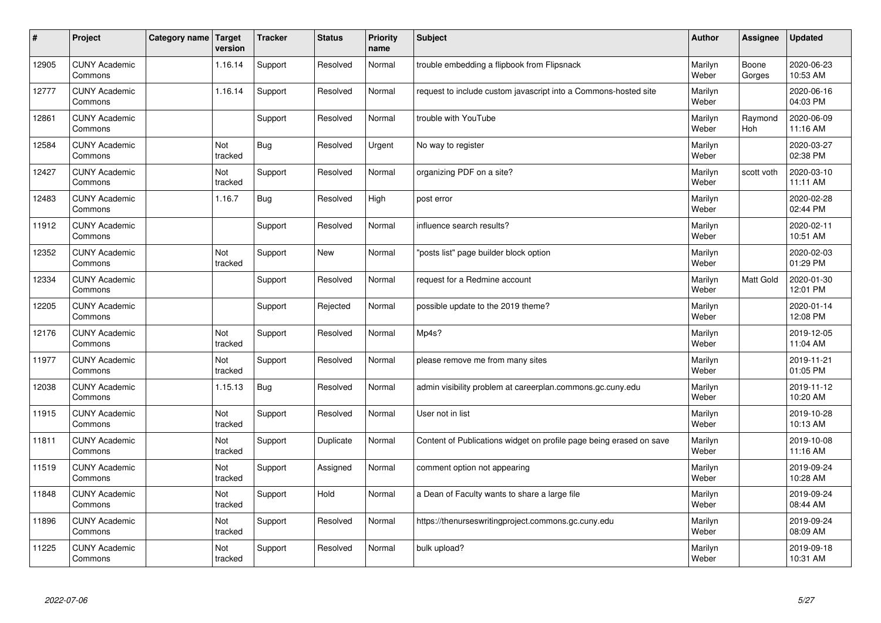| # | Project | Category name | Target version | Tracker | Status | Priority name | Subject | Author | Assignee | Updated |
|---|---|---|---|---|---|---|---|---|---|---|
| 12905 | CUNY Academic Commons | | 1.16.14 | Support | Resolved | Normal | trouble embedding a flipbook from Flipsnack | Marilyn Weber | Boone Gorges | 2020-06-23 10:53 AM |
| 12777 | CUNY Academic Commons | | 1.16.14 | Support | Resolved | Normal | request to include custom javascript into a Commons-hosted site | Marilyn Weber | | 2020-06-16 04:03 PM |
| 12861 | CUNY Academic Commons | | | Support | Resolved | Normal | trouble with YouTube | Marilyn Weber | Raymond Hoh | 2020-06-09 11:16 AM |
| 12584 | CUNY Academic Commons | | Not tracked | Bug | Resolved | Urgent | No way to register | Marilyn Weber | | 2020-03-27 02:38 PM |
| 12427 | CUNY Academic Commons | | Not tracked | Support | Resolved | Normal | organizing PDF on a site? | Marilyn Weber | scott voth | 2020-03-10 11:11 AM |
| 12483 | CUNY Academic Commons | | 1.16.7 | Bug | Resolved | High | post error | Marilyn Weber | | 2020-02-28 02:44 PM |
| 11912 | CUNY Academic Commons | | | Support | Resolved | Normal | influence search results? | Marilyn Weber | | 2020-02-11 10:51 AM |
| 12352 | CUNY Academic Commons | | Not tracked | Support | New | Normal | "posts list" page builder block option | Marilyn Weber | | 2020-02-03 01:29 PM |
| 12334 | CUNY Academic Commons | | | Support | Resolved | Normal | request for a Redmine account | Marilyn Weber | Matt Gold | 2020-01-30 12:01 PM |
| 12205 | CUNY Academic Commons | | | Support | Rejected | Normal | possible update to the 2019 theme? | Marilyn Weber | | 2020-01-14 12:08 PM |
| 12176 | CUNY Academic Commons | | Not tracked | Support | Resolved | Normal | Mp4s? | Marilyn Weber | | 2019-12-05 11:04 AM |
| 11977 | CUNY Academic Commons | | Not tracked | Support | Resolved | Normal | please remove me from many sites | Marilyn Weber | | 2019-11-21 01:05 PM |
| 12038 | CUNY Academic Commons | | 1.15.13 | Bug | Resolved | Normal | admin visibility problem at careerplan.commons.gc.cuny.edu | Marilyn Weber | | 2019-11-12 10:20 AM |
| 11915 | CUNY Academic Commons | | Not tracked | Support | Resolved | Normal | User not in list | Marilyn Weber | | 2019-10-28 10:13 AM |
| 11811 | CUNY Academic Commons | | Not tracked | Support | Duplicate | Normal | Content of Publications widget on profile page being erased on save | Marilyn Weber | | 2019-10-08 11:16 AM |
| 11519 | CUNY Academic Commons | | Not tracked | Support | Assigned | Normal | comment option not appearing | Marilyn Weber | | 2019-09-24 10:28 AM |
| 11848 | CUNY Academic Commons | | Not tracked | Support | Hold | Normal | a Dean of Faculty wants to share a large file | Marilyn Weber | | 2019-09-24 08:44 AM |
| 11896 | CUNY Academic Commons | | Not tracked | Support | Resolved | Normal | https://thenurseswritingproject.commons.gc.cuny.edu | Marilyn Weber | | 2019-09-24 08:09 AM |
| 11225 | CUNY Academic Commons | | Not tracked | Support | Resolved | Normal | bulk upload? | Marilyn Weber | | 2019-09-18 10:31 AM |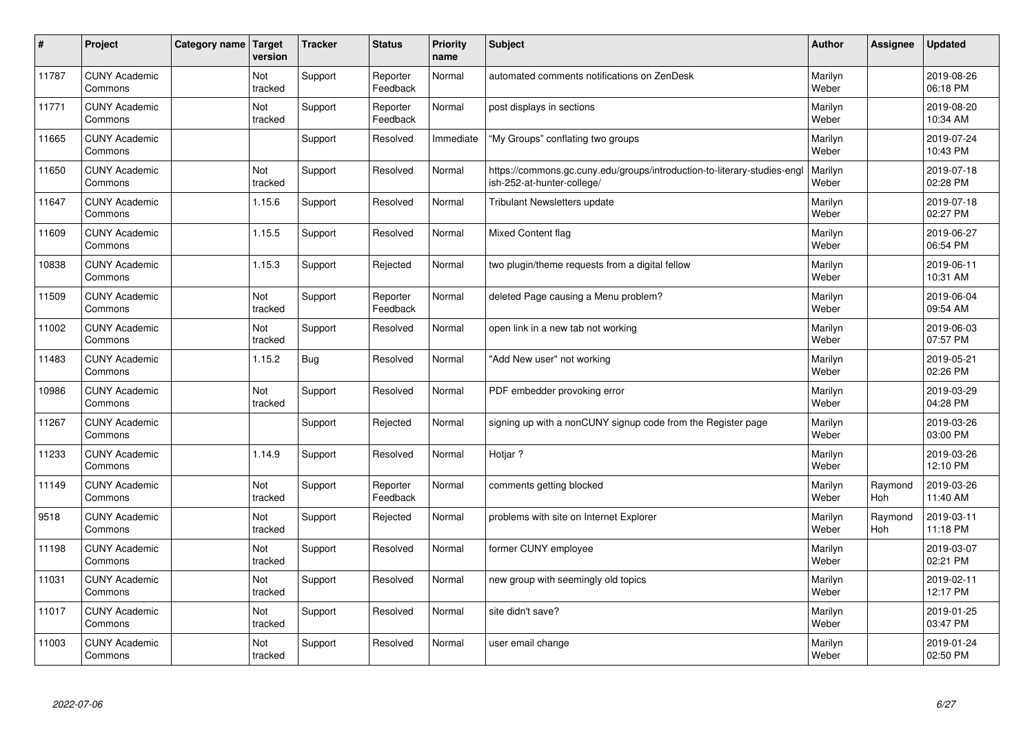| # | Project | Category name | Target version | Tracker | Status | Priority name | Subject | Author | Assignee | Updated |
|---|---|---|---|---|---|---|---|---|---|---|
| 11787 | CUNY Academic Commons | | Not tracked | Support | Reporter Feedback | Normal | automated comments notifications on ZenDesk | Marilyn Weber | | 2019-08-26 06:18 PM |
| 11771 | CUNY Academic Commons | | Not tracked | Support | Reporter Feedback | Normal | post displays in sections | Marilyn Weber | | 2019-08-20 10:34 AM |
| 11665 | CUNY Academic Commons | | | Support | Resolved | Immediate | "My Groups" conflating two groups | Marilyn Weber | | 2019-07-24 10:43 PM |
| 11650 | CUNY Academic Commons | | Not tracked | Support | Resolved | Normal | https://commons.gc.cuny.edu/groups/introduction-to-literary-studies-english-252-at-hunter-college/ | Marilyn Weber | | 2019-07-18 02:28 PM |
| 11647 | CUNY Academic Commons | | 1.15.6 | Support | Resolved | Normal | Tribulant Newsletters update | Marilyn Weber | | 2019-07-18 02:27 PM |
| 11609 | CUNY Academic Commons | | 1.15.5 | Support | Resolved | Normal | Mixed Content flag | Marilyn Weber | | 2019-06-27 06:54 PM |
| 10838 | CUNY Academic Commons | | 1.15.3 | Support | Rejected | Normal | two plugin/theme requests from a digital fellow | Marilyn Weber | | 2019-06-11 10:31 AM |
| 11509 | CUNY Academic Commons | | Not tracked | Support | Reporter Feedback | Normal | deleted Page causing a Menu problem? | Marilyn Weber | | 2019-06-04 09:54 AM |
| 11002 | CUNY Academic Commons | | Not tracked | Support | Resolved | Normal | open link in a new tab not working | Marilyn Weber | | 2019-06-03 07:57 PM |
| 11483 | CUNY Academic Commons | | 1.15.2 | Bug | Resolved | Normal | "Add New user" not working | Marilyn Weber | | 2019-05-21 02:26 PM |
| 10986 | CUNY Academic Commons | | Not tracked | Support | Resolved | Normal | PDF embedder provoking error | Marilyn Weber | | 2019-03-29 04:28 PM |
| 11267 | CUNY Academic Commons | | | Support | Rejected | Normal | signing up with a nonCUNY signup code from the Register page | Marilyn Weber | | 2019-03-26 03:00 PM |
| 11233 | CUNY Academic Commons | | 1.14.9 | Support | Resolved | Normal | Hotjar ? | Marilyn Weber | | 2019-03-26 12:10 PM |
| 11149 | CUNY Academic Commons | | Not tracked | Support | Reporter Feedback | Normal | comments getting blocked | Marilyn Weber | Raymond Hoh | 2019-03-26 11:40 AM |
| 9518 | CUNY Academic Commons | | Not tracked | Support | Rejected | Normal | problems with site on Internet Explorer | Marilyn Weber | Raymond Hoh | 2019-03-11 11:18 PM |
| 11198 | CUNY Academic Commons | | Not tracked | Support | Resolved | Normal | former CUNY employee | Marilyn Weber | | 2019-03-07 02:21 PM |
| 11031 | CUNY Academic Commons | | Not tracked | Support | Resolved | Normal | new group with seemingly old topics | Marilyn Weber | | 2019-02-11 12:17 PM |
| 11017 | CUNY Academic Commons | | Not tracked | Support | Resolved | Normal | site didn't save? | Marilyn Weber | | 2019-01-25 03:47 PM |
| 11003 | CUNY Academic Commons | | Not tracked | Support | Resolved | Normal | user email change | Marilyn Weber | | 2019-01-24 02:50 PM |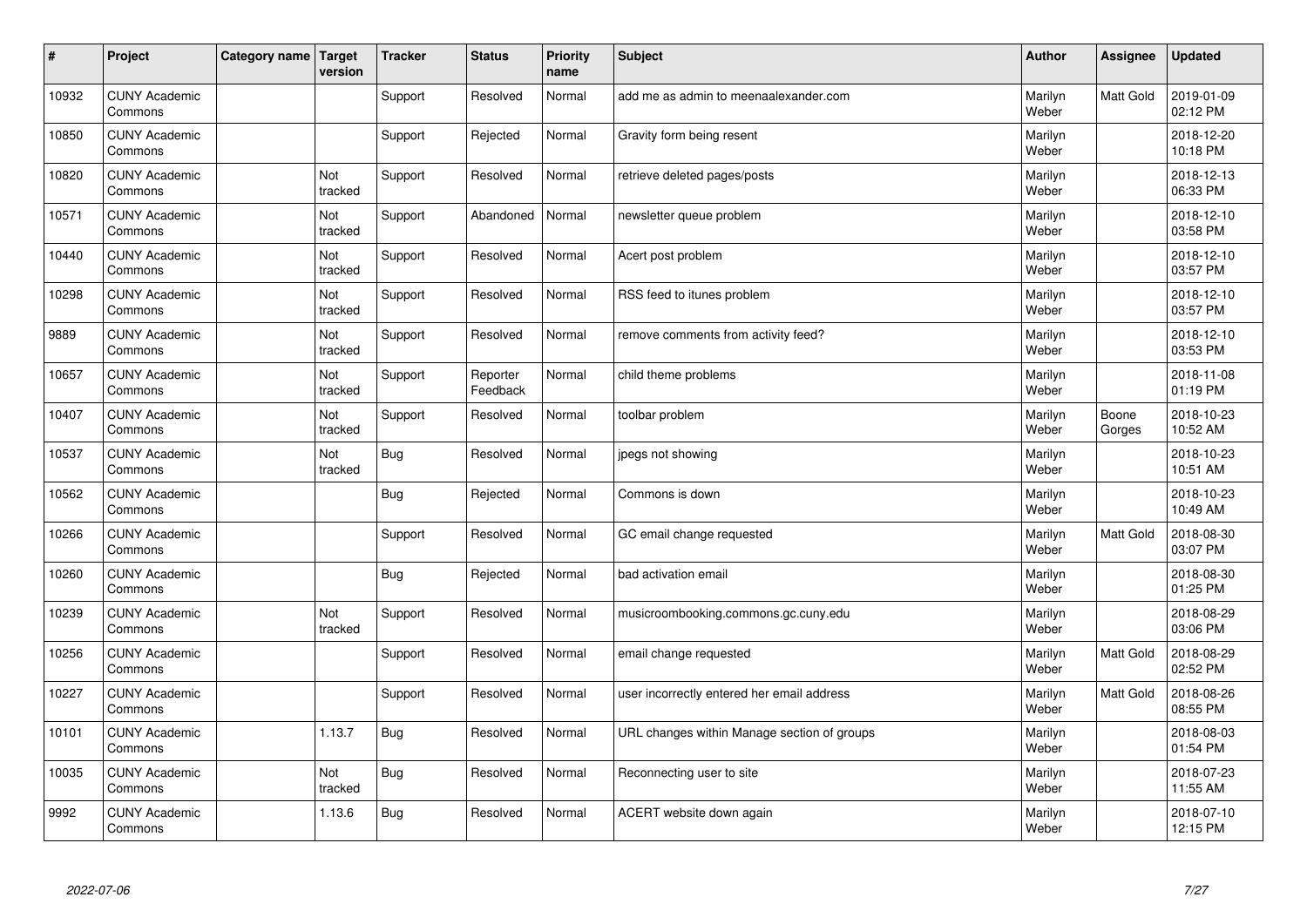| # | Project | Category name | Target version | Tracker | Status | Priority name | Subject | Author | Assignee | Updated |
|---|---|---|---|---|---|---|---|---|---|---|
| 10932 | CUNY Academic Commons | | | Support | Resolved | Normal | add me as admin to meenaalexander.com | Marilyn Weber | Matt Gold | 2019-01-09 02:12 PM |
| 10850 | CUNY Academic Commons | | | Support | Rejected | Normal | Gravity form being resent | Marilyn Weber | | 2018-12-20 10:18 PM |
| 10820 | CUNY Academic Commons | | Not tracked | Support | Resolved | Normal | retrieve deleted pages/posts | Marilyn Weber | | 2018-12-13 06:33 PM |
| 10571 | CUNY Academic Commons | | Not tracked | Support | Abandoned | Normal | newsletter queue problem | Marilyn Weber | | 2018-12-10 03:58 PM |
| 10440 | CUNY Academic Commons | | Not tracked | Support | Resolved | Normal | Acert post problem | Marilyn Weber | | 2018-12-10 03:57 PM |
| 10298 | CUNY Academic Commons | | Not tracked | Support | Resolved | Normal | RSS feed to itunes problem | Marilyn Weber | | 2018-12-10 03:57 PM |
| 9889 | CUNY Academic Commons | | Not tracked | Support | Resolved | Normal | remove comments from activity feed? | Marilyn Weber | | 2018-12-10 03:53 PM |
| 10657 | CUNY Academic Commons | | Not tracked | Support | Reporter Feedback | Normal | child theme problems | Marilyn Weber | | 2018-11-08 01:19 PM |
| 10407 | CUNY Academic Commons | | Not tracked | Support | Resolved | Normal | toolbar problem | Marilyn Weber | Boone Gorges | 2018-10-23 10:52 AM |
| 10537 | CUNY Academic Commons | | Not tracked | Bug | Resolved | Normal | jpegs not showing | Marilyn Weber | | 2018-10-23 10:51 AM |
| 10562 | CUNY Academic Commons | | | Bug | Rejected | Normal | Commons is down | Marilyn Weber | | 2018-10-23 10:49 AM |
| 10266 | CUNY Academic Commons | | | Support | Resolved | Normal | GC email change requested | Marilyn Weber | Matt Gold | 2018-08-30 03:07 PM |
| 10260 | CUNY Academic Commons | | | Bug | Rejected | Normal | bad activation email | Marilyn Weber | | 2018-08-30 01:25 PM |
| 10239 | CUNY Academic Commons | | Not tracked | Support | Resolved | Normal | musicroombooking.commons.gc.cuny.edu | Marilyn Weber | | 2018-08-29 03:06 PM |
| 10256 | CUNY Academic Commons | | | Support | Resolved | Normal | email change requested | Marilyn Weber | Matt Gold | 2018-08-29 02:52 PM |
| 10227 | CUNY Academic Commons | | | Support | Resolved | Normal | user incorrectly entered her email address | Marilyn Weber | Matt Gold | 2018-08-26 08:55 PM |
| 10101 | CUNY Academic Commons | | 1.13.7 | Bug | Resolved | Normal | URL changes within Manage section of groups | Marilyn Weber | | 2018-08-03 01:54 PM |
| 10035 | CUNY Academic Commons | | Not tracked | Bug | Resolved | Normal | Reconnecting user to site | Marilyn Weber | | 2018-07-23 11:55 AM |
| 9992 | CUNY Academic Commons | | 1.13.6 | Bug | Resolved | Normal | ACERT website down again | Marilyn Weber | | 2018-07-10 12:15 PM |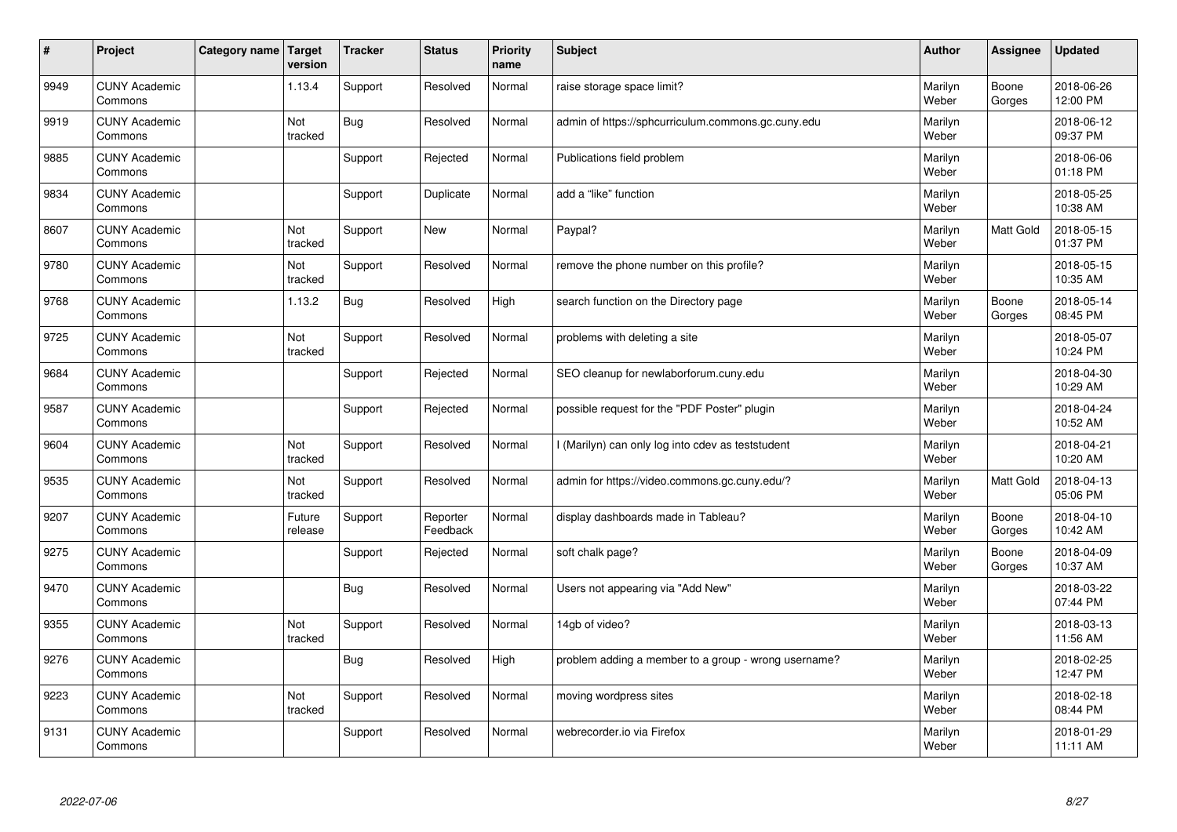| # | Project | Category name | Target version | Tracker | Status | Priority name | Subject | Author | Assignee | Updated |
|---|---|---|---|---|---|---|---|---|---|---|
| 9949 | CUNY Academic Commons | | 1.13.4 | Support | Resolved | Normal | raise storage space limit? | Marilyn Weber | Boone Gorges | 2018-06-26 12:00 PM |
| 9919 | CUNY Academic Commons | | Not tracked | Bug | Resolved | Normal | admin of https://sphcurriculum.commons.gc.cuny.edu | Marilyn Weber | | 2018-06-12 09:37 PM |
| 9885 | CUNY Academic Commons | | | Support | Rejected | Normal | Publications field problem | Marilyn Weber | | 2018-06-06 01:18 PM |
| 9834 | CUNY Academic Commons | | | Support | Duplicate | Normal | add a "like" function | Marilyn Weber | | 2018-05-25 10:38 AM |
| 8607 | CUNY Academic Commons | | Not tracked | Support | New | Normal | Paypal? | Marilyn Weber | Matt Gold | 2018-05-15 01:37 PM |
| 9780 | CUNY Academic Commons | | Not tracked | Support | Resolved | Normal | remove the phone number on this profile? | Marilyn Weber | | 2018-05-15 10:35 AM |
| 9768 | CUNY Academic Commons | | 1.13.2 | Bug | Resolved | High | search function on the Directory page | Marilyn Weber | Boone Gorges | 2018-05-14 08:45 PM |
| 9725 | CUNY Academic Commons | | Not tracked | Support | Resolved | Normal | problems with deleting a site | Marilyn Weber | | 2018-05-07 10:24 PM |
| 9684 | CUNY Academic Commons | | | Support | Rejected | Normal | SEO cleanup for newlaborforum.cuny.edu | Marilyn Weber | | 2018-04-30 10:29 AM |
| 9587 | CUNY Academic Commons | | | Support | Rejected | Normal | possible request for the "PDF Poster" plugin | Marilyn Weber | | 2018-04-24 10:52 AM |
| 9604 | CUNY Academic Commons | | Not tracked | Support | Resolved | Normal | I (Marilyn) can only log into cdev as teststudent | Marilyn Weber | | 2018-04-21 10:20 AM |
| 9535 | CUNY Academic Commons | | Not tracked | Support | Resolved | Normal | admin for https://video.commons.gc.cuny.edu/? | Marilyn Weber | Matt Gold | 2018-04-13 05:06 PM |
| 9207 | CUNY Academic Commons | | Future release | Support | Reporter Feedback | Normal | display dashboards made in Tableau? | Marilyn Weber | Boone Gorges | 2018-04-10 10:42 AM |
| 9275 | CUNY Academic Commons | | | Support | Rejected | Normal | soft chalk page? | Marilyn Weber | Boone Gorges | 2018-04-09 10:37 AM |
| 9470 | CUNY Academic Commons | | | Bug | Resolved | Normal | Users not appearing via "Add New" | Marilyn Weber | | 2018-03-22 07:44 PM |
| 9355 | CUNY Academic Commons | | Not tracked | Support | Resolved | Normal | 14gb of video? | Marilyn Weber | | 2018-03-13 11:56 AM |
| 9276 | CUNY Academic Commons | | | Bug | Resolved | High | problem adding a member to a group - wrong username? | Marilyn Weber | | 2018-02-25 12:47 PM |
| 9223 | CUNY Academic Commons | | Not tracked | Support | Resolved | Normal | moving wordpress sites | Marilyn Weber | | 2018-02-18 08:44 PM |
| 9131 | CUNY Academic Commons | | | Support | Resolved | Normal | webrecorder.io via Firefox | Marilyn Weber | | 2018-01-29 11:11 AM |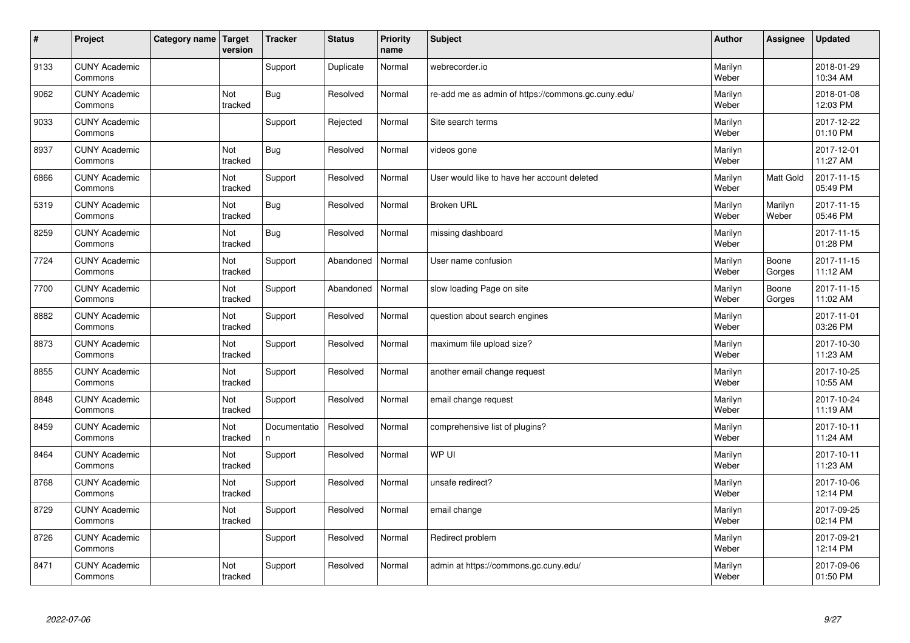| # | Project | Category name | Target version | Tracker | Status | Priority name | Subject | Author | Assignee | Updated |
|---|---|---|---|---|---|---|---|---|---|---|
| 9133 | CUNY Academic Commons | | | Support | Duplicate | Normal | webrecorder.io | Marilyn Weber | | 2018-01-29 10:34 AM |
| 9062 | CUNY Academic Commons | | Not tracked | Bug | Resolved | Normal | re-add me as admin of https://commons.gc.cuny.edu/ | Marilyn Weber | | 2018-01-08 12:03 PM |
| 9033 | CUNY Academic Commons | | | Support | Rejected | Normal | Site search terms | Marilyn Weber | | 2017-12-22 01:10 PM |
| 8937 | CUNY Academic Commons | | Not tracked | Bug | Resolved | Normal | videos gone | Marilyn Weber | | 2017-12-01 11:27 AM |
| 6866 | CUNY Academic Commons | | Not tracked | Support | Resolved | Normal | User would like to have her account deleted | Marilyn Weber | Matt Gold | 2017-11-15 05:49 PM |
| 5319 | CUNY Academic Commons | | Not tracked | Bug | Resolved | Normal | Broken URL | Marilyn Weber | Marilyn Weber | 2017-11-15 05:46 PM |
| 8259 | CUNY Academic Commons | | Not tracked | Bug | Resolved | Normal | missing dashboard | Marilyn Weber | | 2017-11-15 01:28 PM |
| 7724 | CUNY Academic Commons | | Not tracked | Support | Abandoned | Normal | User name confusion | Marilyn Weber | Boone Gorges | 2017-11-15 11:12 AM |
| 7700 | CUNY Academic Commons | | Not tracked | Support | Abandoned | Normal | slow loading Page on site | Marilyn Weber | Boone Gorges | 2017-11-15 11:02 AM |
| 8882 | CUNY Academic Commons | | Not tracked | Support | Resolved | Normal | question about search engines | Marilyn Weber | | 2017-11-01 03:26 PM |
| 8873 | CUNY Academic Commons | | Not tracked | Support | Resolved | Normal | maximum file upload size? | Marilyn Weber | | 2017-10-30 11:23 AM |
| 8855 | CUNY Academic Commons | | Not tracked | Support | Resolved | Normal | another email change request | Marilyn Weber | | 2017-10-25 10:55 AM |
| 8848 | CUNY Academic Commons | | Not tracked | Support | Resolved | Normal | email change request | Marilyn Weber | | 2017-10-24 11:19 AM |
| 8459 | CUNY Academic Commons | | Not tracked | Documentation | Resolved | Normal | comprehensive list of plugins? | Marilyn Weber | | 2017-10-11 11:24 AM |
| 8464 | CUNY Academic Commons | | Not tracked | Support | Resolved | Normal | WP UI | Marilyn Weber | | 2017-10-11 11:23 AM |
| 8768 | CUNY Academic Commons | | Not tracked | Support | Resolved | Normal | unsafe redirect? | Marilyn Weber | | 2017-10-06 12:14 PM |
| 8729 | CUNY Academic Commons | | Not tracked | Support | Resolved | Normal | email change | Marilyn Weber | | 2017-09-25 02:14 PM |
| 8726 | CUNY Academic Commons | | | Support | Resolved | Normal | Redirect problem | Marilyn Weber | | 2017-09-21 12:14 PM |
| 8471 | CUNY Academic Commons | | Not tracked | Support | Resolved | Normal | admin at https://commons.gc.cuny.edu/ | Marilyn Weber | | 2017-09-06 01:50 PM |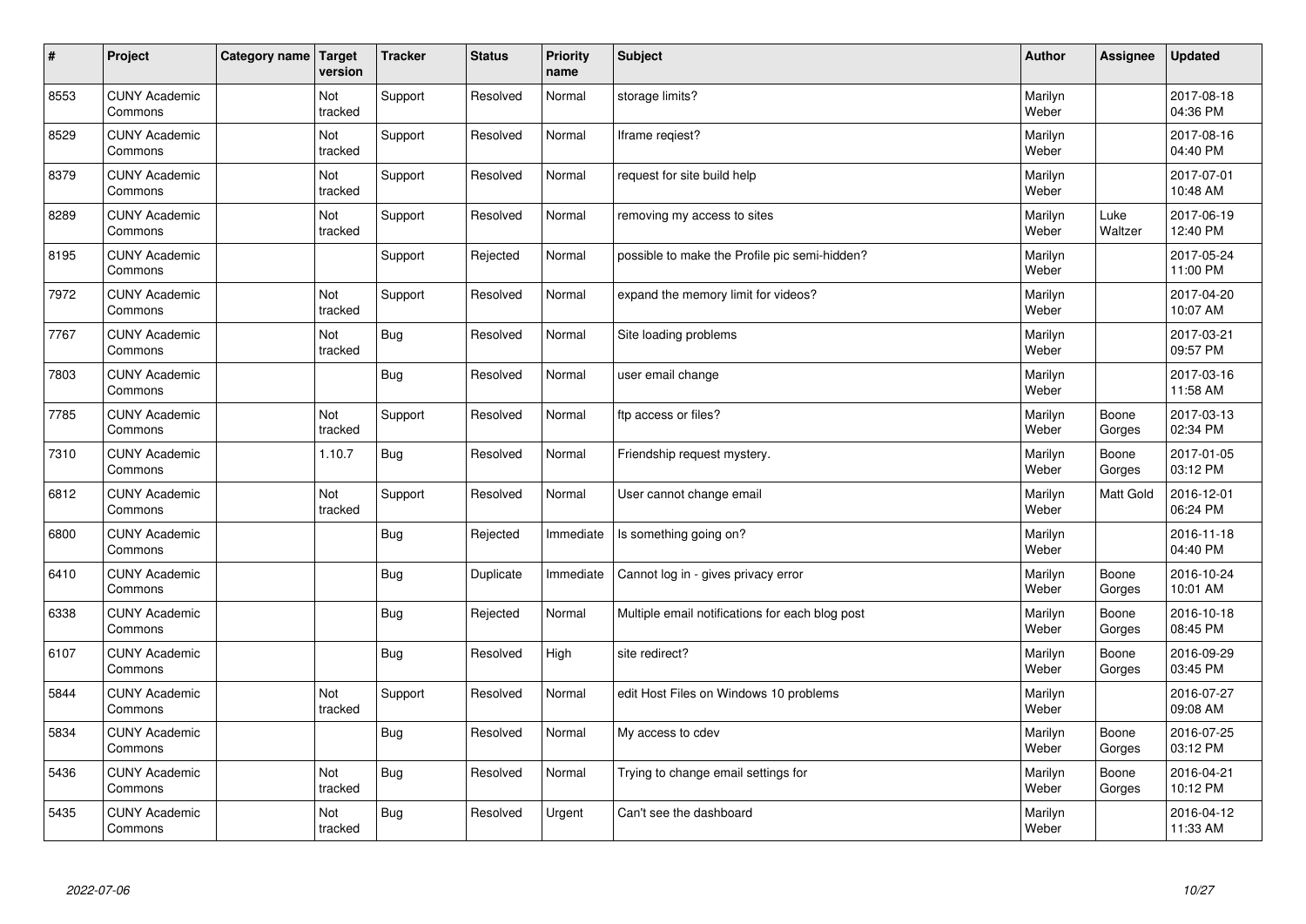| # | Project | Category name | Target version | Tracker | Status | Priority name | Subject | Author | Assignee | Updated |
|---|---|---|---|---|---|---|---|---|---|---|
| 8553 | CUNY Academic Commons | | Not tracked | Support | Resolved | Normal | storage limits? | Marilyn Weber | | 2017-08-18 04:36 PM |
| 8529 | CUNY Academic Commons | | Not tracked | Support | Resolved | Normal | Iframe reqiest? | Marilyn Weber | | 2017-08-16 04:40 PM |
| 8379 | CUNY Academic Commons | | Not tracked | Support | Resolved | Normal | request for site build help | Marilyn Weber | | 2017-07-01 10:48 AM |
| 8289 | CUNY Academic Commons | | Not tracked | Support | Resolved | Normal | removing my access to sites | Marilyn Weber | Luke Waltzer | 2017-06-19 12:40 PM |
| 8195 | CUNY Academic Commons | | | Support | Rejected | Normal | possible to make the Profile pic semi-hidden? | Marilyn Weber | | 2017-05-24 11:00 PM |
| 7972 | CUNY Academic Commons | | Not tracked | Support | Resolved | Normal | expand the memory limit for videos? | Marilyn Weber | | 2017-04-20 10:07 AM |
| 7767 | CUNY Academic Commons | | Not tracked | Bug | Resolved | Normal | Site loading problems | Marilyn Weber | | 2017-03-21 09:57 PM |
| 7803 | CUNY Academic Commons | | | Bug | Resolved | Normal | user email change | Marilyn Weber | | 2017-03-16 11:58 AM |
| 7785 | CUNY Academic Commons | | Not tracked | Support | Resolved | Normal | ftp access or files? | Marilyn Weber | Boone Gorges | 2017-03-13 02:34 PM |
| 7310 | CUNY Academic Commons | | 1.10.7 | Bug | Resolved | Normal | Friendship request mystery. | Marilyn Weber | Boone Gorges | 2017-01-05 03:12 PM |
| 6812 | CUNY Academic Commons | | Not tracked | Support | Resolved | Normal | User cannot change email | Marilyn Weber | Matt Gold | 2016-12-01 06:24 PM |
| 6800 | CUNY Academic Commons | | | Bug | Rejected | Immediate | Is something going on? | Marilyn Weber | | 2016-11-18 04:40 PM |
| 6410 | CUNY Academic Commons | | | Bug | Duplicate | Immediate | Cannot log in - gives privacy error | Marilyn Weber | Boone Gorges | 2016-10-24 10:01 AM |
| 6338 | CUNY Academic Commons | | | Bug | Rejected | Normal | Multiple email notifications for each blog post | Marilyn Weber | Boone Gorges | 2016-10-18 08:45 PM |
| 6107 | CUNY Academic Commons | | | Bug | Resolved | High | site redirect? | Marilyn Weber | Boone Gorges | 2016-09-29 03:45 PM |
| 5844 | CUNY Academic Commons | | Not tracked | Support | Resolved | Normal | edit Host Files on Windows 10 problems | Marilyn Weber | | 2016-07-27 09:08 AM |
| 5834 | CUNY Academic Commons | | | Bug | Resolved | Normal | My access to cdev | Marilyn Weber | Boone Gorges | 2016-07-25 03:12 PM |
| 5436 | CUNY Academic Commons | | Not tracked | Bug | Resolved | Normal | Trying to change email settings for | Marilyn Weber | Boone Gorges | 2016-04-21 10:12 PM |
| 5435 | CUNY Academic Commons | | Not tracked | Bug | Resolved | Urgent | Can't see the dashboard | Marilyn Weber | | 2016-04-12 11:33 AM |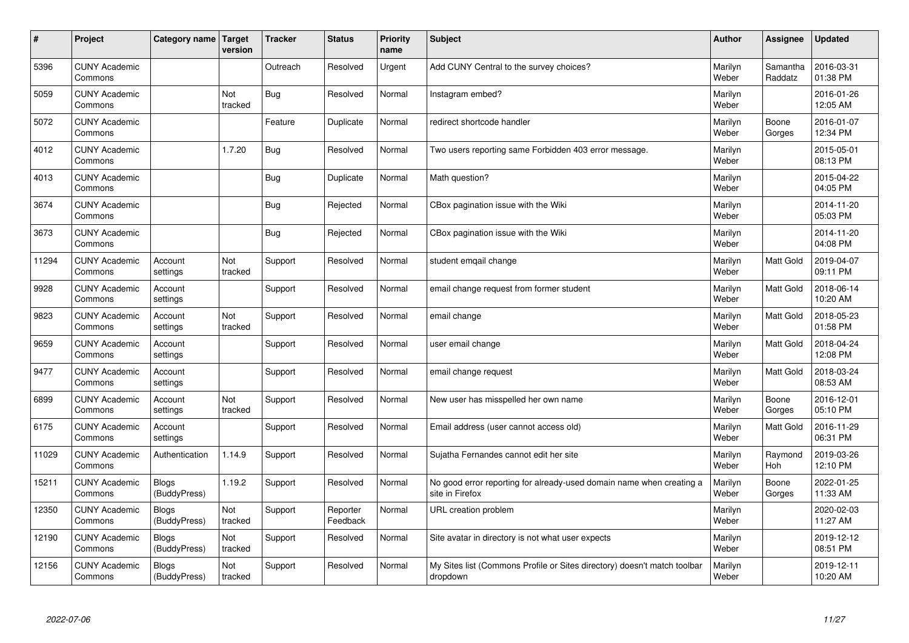| # | Project | Category name | Target version | Tracker | Status | Priority name | Subject | Author | Assignee | Updated |
|---|---|---|---|---|---|---|---|---|---|---|
| 5396 | CUNY Academic Commons | | | Outreach | Resolved | Urgent | Add CUNY Central to the survey choices? | Marilyn Weber | Samantha Raddatz | 2016-03-31 01:38 PM |
| 5059 | CUNY Academic Commons | | Not tracked | Bug | Resolved | Normal | Instagram embed? | Marilyn Weber | | 2016-01-26 12:05 AM |
| 5072 | CUNY Academic Commons | | | Feature | Duplicate | Normal | redirect shortcode handler | Marilyn Weber | Boone Gorges | 2016-01-07 12:34 PM |
| 4012 | CUNY Academic Commons | | 1.7.20 | Bug | Resolved | Normal | Two users reporting same Forbidden 403 error message. | Marilyn Weber | | 2015-05-01 08:13 PM |
| 4013 | CUNY Academic Commons | | | Bug | Duplicate | Normal | Math question? | Marilyn Weber | | 2015-04-22 04:05 PM |
| 3674 | CUNY Academic Commons | | | Bug | Rejected | Normal | CBox pagination issue with the Wiki | Marilyn Weber | | 2014-11-20 05:03 PM |
| 3673 | CUNY Academic Commons | | | Bug | Rejected | Normal | CBox pagination issue with the Wiki | Marilyn Weber | | 2014-11-20 04:08 PM |
| 11294 | CUNY Academic Commons | Account settings | Not tracked | Support | Resolved | Normal | student emqail change | Marilyn Weber | Matt Gold | 2019-04-07 09:11 PM |
| 9928 | CUNY Academic Commons | Account settings | | Support | Resolved | Normal | email change request from former student | Marilyn Weber | Matt Gold | 2018-06-14 10:20 AM |
| 9823 | CUNY Academic Commons | Account settings | Not tracked | Support | Resolved | Normal | email change | Marilyn Weber | Matt Gold | 2018-05-23 01:58 PM |
| 9659 | CUNY Academic Commons | Account settings | | Support | Resolved | Normal | user email change | Marilyn Weber | Matt Gold | 2018-04-24 12:08 PM |
| 9477 | CUNY Academic Commons | Account settings | | Support | Resolved | Normal | email change request | Marilyn Weber | Matt Gold | 2018-03-24 08:53 AM |
| 6899 | CUNY Academic Commons | Account settings | Not tracked | Support | Resolved | Normal | New user has misspelled her own name | Marilyn Weber | Boone Gorges | 2016-12-01 05:10 PM |
| 6175 | CUNY Academic Commons | Account settings | | Support | Resolved | Normal | Email address (user cannot access old) | Marilyn Weber | Matt Gold | 2016-11-29 06:31 PM |
| 11029 | CUNY Academic Commons | Authentication | 1.14.9 | Support | Resolved | Normal | Sujatha Fernandes cannot edit her site | Marilyn Weber | Raymond Hoh | 2019-03-26 12:10 PM |
| 15211 | CUNY Academic Commons | Blogs (BuddyPress) | 1.19.2 | Support | Resolved | Normal | No good error reporting for already-used domain name when creating a site in Firefox | Marilyn Weber | Boone Gorges | 2022-01-25 11:33 AM |
| 12350 | CUNY Academic Commons | Blogs (BuddyPress) | Not tracked | Support | Reporter Feedback | Normal | URL creation problem | Marilyn Weber | | 2020-02-03 11:27 AM |
| 12190 | CUNY Academic Commons | Blogs (BuddyPress) | Not tracked | Support | Resolved | Normal | Site avatar in directory is not what user expects | Marilyn Weber | | 2019-12-12 08:51 PM |
| 12156 | CUNY Academic Commons | Blogs (BuddyPress) | Not tracked | Support | Resolved | Normal | My Sites list (Commons Profile or Sites directory) doesn't match toolbar dropdown | Marilyn Weber | | 2019-12-11 10:20 AM |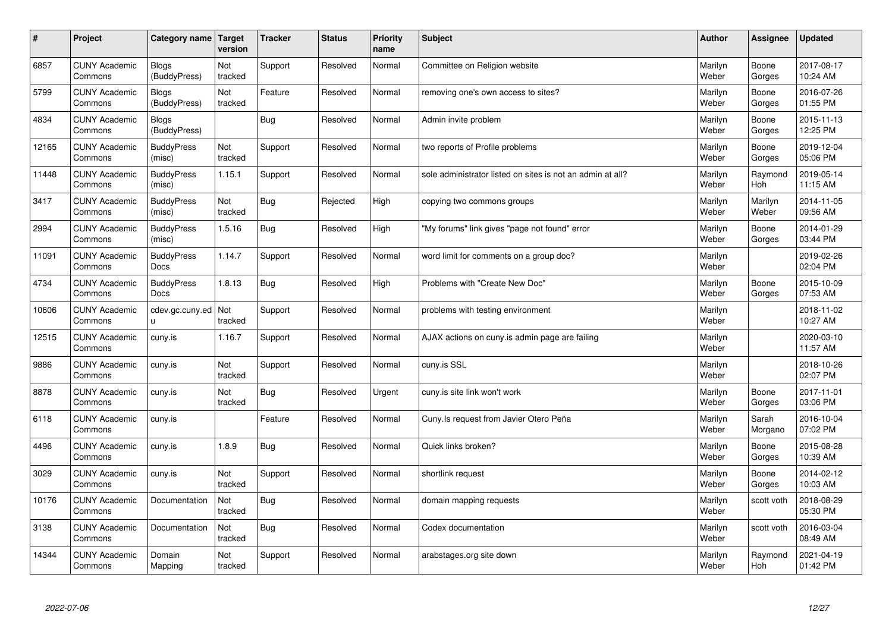| # | Project | Category name | Target version | Tracker | Status | Priority name | Subject | Author | Assignee | Updated |
|---|---|---|---|---|---|---|---|---|---|---|
| 6857 | CUNY Academic Commons | Blogs (BuddyPress) | Not tracked | Support | Resolved | Normal | Committee on Religion website | Marilyn Weber | Boone Gorges | 2017-08-17 10:24 AM |
| 5799 | CUNY Academic Commons | Blogs (BuddyPress) | Not tracked | Feature | Resolved | Normal | removing one's own access to sites? | Marilyn Weber | Boone Gorges | 2016-07-26 01:55 PM |
| 4834 | CUNY Academic Commons | Blogs (BuddyPress) | | Bug | Resolved | Normal | Admin invite problem | Marilyn Weber | Boone Gorges | 2015-11-13 12:25 PM |
| 12165 | CUNY Academic Commons | BuddyPress (misc) | Not tracked | Support | Resolved | Normal | two reports of Profile problems | Marilyn Weber | Boone Gorges | 2019-12-04 05:06 PM |
| 11448 | CUNY Academic Commons | BuddyPress (misc) | 1.15.1 | Support | Resolved | Normal | sole administrator listed on sites is not an admin at all? | Marilyn Weber | Raymond Hoh | 2019-05-14 11:15 AM |
| 3417 | CUNY Academic Commons | BuddyPress (misc) | Not tracked | Bug | Rejected | High | copying two commons groups | Marilyn Weber | Marilyn Weber | 2014-11-05 09:56 AM |
| 2994 | CUNY Academic Commons | BuddyPress (misc) | 1.5.16 | Bug | Resolved | High | "My forums" link gives "page not found" error | Marilyn Weber | Boone Gorges | 2014-01-29 03:44 PM |
| 11091 | CUNY Academic Commons | BuddyPress Docs | 1.14.7 | Support | Resolved | Normal | word limit for comments on a group doc? | Marilyn Weber | | 2019-02-26 02:04 PM |
| 4734 | CUNY Academic Commons | BuddyPress Docs | 1.8.13 | Bug | Resolved | High | Problems with "Create New Doc" | Marilyn Weber | Boone Gorges | 2015-10-09 07:53 AM |
| 10606 | CUNY Academic Commons | cdev.gc.cuny.edu | Not tracked | Support | Resolved | Normal | problems with testing environment | Marilyn Weber | | 2018-11-02 10:27 AM |
| 12515 | CUNY Academic Commons | cuny.is | 1.16.7 | Support | Resolved | Normal | AJAX actions on cuny.is admin page are failing | Marilyn Weber | | 2020-03-10 11:57 AM |
| 9886 | CUNY Academic Commons | cuny.is | Not tracked | Support | Resolved | Normal | cuny.is SSL | Marilyn Weber | | 2018-10-26 02:07 PM |
| 8878 | CUNY Academic Commons | cuny.is | Not tracked | Bug | Resolved | Urgent | cuny.is site link won't work | Marilyn Weber | Boone Gorges | 2017-11-01 03:06 PM |
| 6118 | CUNY Academic Commons | cuny.is | | Feature | Resolved | Normal | Cuny.Is request from Javier Otero Peña | Marilyn Weber | Sarah Morgano | 2016-10-04 07:02 PM |
| 4496 | CUNY Academic Commons | cuny.is | 1.8.9 | Bug | Resolved | Normal | Quick links broken? | Marilyn Weber | Boone Gorges | 2015-08-28 10:39 AM |
| 3029 | CUNY Academic Commons | cuny.is | Not tracked | Support | Resolved | Normal | shortlink request | Marilyn Weber | Boone Gorges | 2014-02-12 10:03 AM |
| 10176 | CUNY Academic Commons | Documentation | Not tracked | Bug | Resolved | Normal | domain mapping requests | Marilyn Weber | scott voth | 2018-08-29 05:30 PM |
| 3138 | CUNY Academic Commons | Documentation | Not tracked | Bug | Resolved | Normal | Codex documentation | Marilyn Weber | scott voth | 2016-03-04 08:49 AM |
| 14344 | CUNY Academic Commons | Domain Mapping | Not tracked | Support | Resolved | Normal | arabstages.org site down | Marilyn Weber | Raymond Hoh | 2021-04-19 01:42 PM |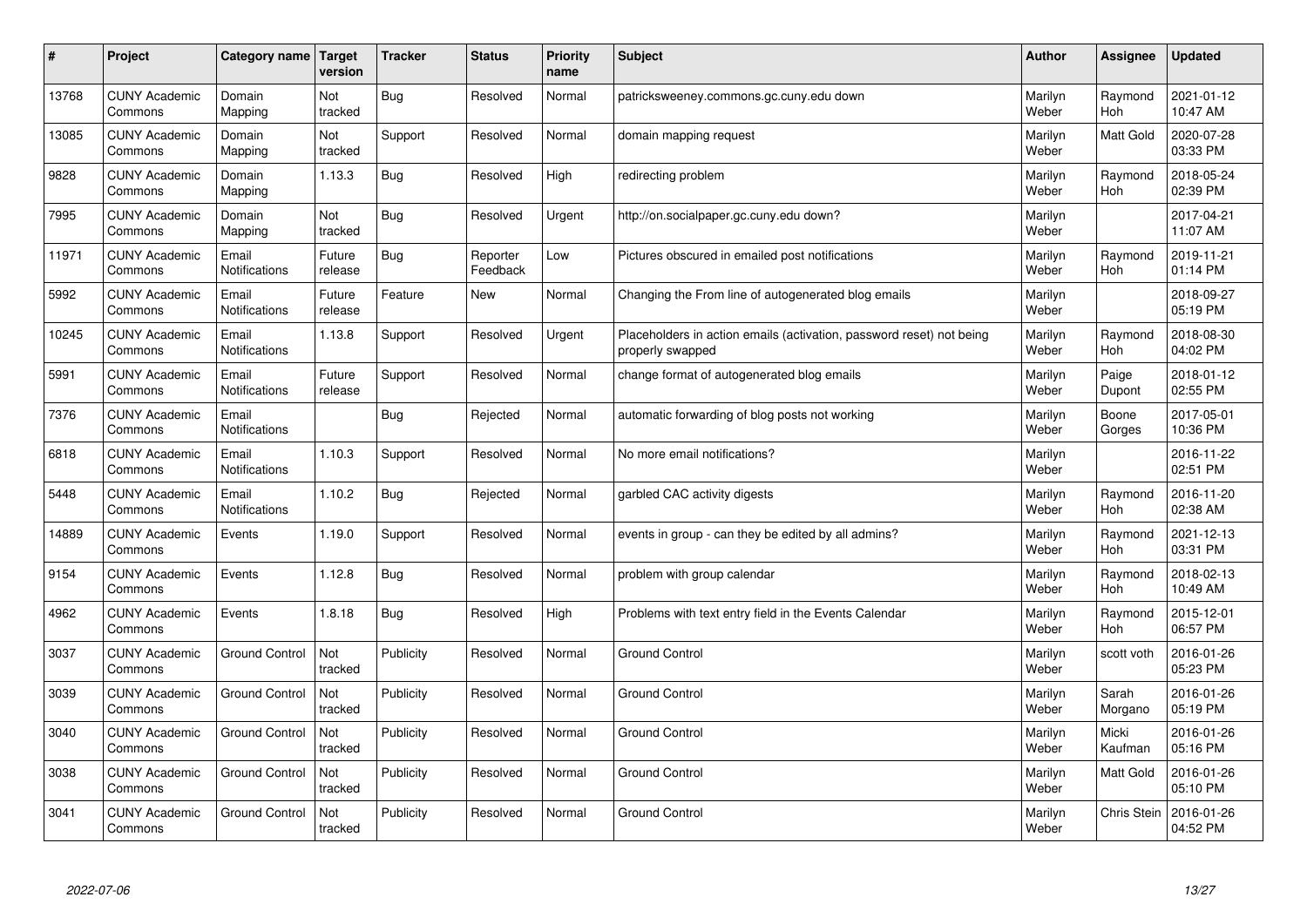| # | Project | Category name | Target version | Tracker | Status | Priority name | Subject | Author | Assignee | Updated |
|---|---|---|---|---|---|---|---|---|---|---|
| 13768 | CUNY Academic Commons | Domain Mapping | Not tracked | Bug | Resolved | Normal | patricksweeney.commons.gc.cuny.edu down | Marilyn Weber | Raymond Hoh | 2021-01-12 10:47 AM |
| 13085 | CUNY Academic Commons | Domain Mapping | Not tracked | Support | Resolved | Normal | domain mapping request | Marilyn Weber | Matt Gold | 2020-07-28 03:33 PM |
| 9828 | CUNY Academic Commons | Domain Mapping | 1.13.3 | Bug | Resolved | High | redirecting problem | Marilyn Weber | Raymond Hoh | 2018-05-24 02:39 PM |
| 7995 | CUNY Academic Commons | Domain Mapping | Not tracked | Bug | Resolved | Urgent | http://on.socialpaper.gc.cuny.edu down? | Marilyn Weber | | 2017-04-21 11:07 AM |
| 11971 | CUNY Academic Commons | Email Notifications | Future release | Bug | Reporter Feedback | Low | Pictures obscured in emailed post notifications | Marilyn Weber | Raymond Hoh | 2019-11-21 01:14 PM |
| 5992 | CUNY Academic Commons | Email Notifications | Future release | Feature | New | Normal | Changing the From line of autogenerated blog emails | Marilyn Weber | | 2018-09-27 05:19 PM |
| 10245 | CUNY Academic Commons | Email Notifications | 1.13.8 | Support | Resolved | Urgent | Placeholders in action emails (activation, password reset) not being properly swapped | Marilyn Weber | Raymond Hoh | 2018-08-30 04:02 PM |
| 5991 | CUNY Academic Commons | Email Notifications | Future release | Support | Resolved | Normal | change format of autogenerated blog emails | Marilyn Weber | Paige Dupont | 2018-01-12 02:55 PM |
| 7376 | CUNY Academic Commons | Email Notifications | | Bug | Rejected | Normal | automatic forwarding of blog posts not working | Marilyn Weber | Boone Gorges | 2017-05-01 10:36 PM |
| 6818 | CUNY Academic Commons | Email Notifications | 1.10.3 | Support | Resolved | Normal | No more email notifications? | Marilyn Weber | | 2016-11-22 02:51 PM |
| 5448 | CUNY Academic Commons | Email Notifications | 1.10.2 | Bug | Rejected | Normal | garbled CAC activity digests | Marilyn Weber | Raymond Hoh | 2016-11-20 02:38 AM |
| 14889 | CUNY Academic Commons | Events | 1.19.0 | Support | Resolved | Normal | events in group - can they be edited by all admins? | Marilyn Weber | Raymond Hoh | 2021-12-13 03:31 PM |
| 9154 | CUNY Academic Commons | Events | 1.12.8 | Bug | Resolved | Normal | problem with group calendar | Marilyn Weber | Raymond Hoh | 2018-02-13 10:49 AM |
| 4962 | CUNY Academic Commons | Events | 1.8.18 | Bug | Resolved | High | Problems with text entry field in the Events Calendar | Marilyn Weber | Raymond Hoh | 2015-12-01 06:57 PM |
| 3037 | CUNY Academic Commons | Ground Control | Not tracked | Publicity | Resolved | Normal | Ground Control | Marilyn Weber | scott voth | 2016-01-26 05:23 PM |
| 3039 | CUNY Academic Commons | Ground Control | Not tracked | Publicity | Resolved | Normal | Ground Control | Marilyn Weber | Sarah Morgano | 2016-01-26 05:19 PM |
| 3040 | CUNY Academic Commons | Ground Control | Not tracked | Publicity | Resolved | Normal | Ground Control | Marilyn Weber | Micki Kaufman | 2016-01-26 05:16 PM |
| 3038 | CUNY Academic Commons | Ground Control | Not tracked | Publicity | Resolved | Normal | Ground Control | Marilyn Weber | Matt Gold | 2016-01-26 05:10 PM |
| 3041 | CUNY Academic Commons | Ground Control | Not tracked | Publicity | Resolved | Normal | Ground Control | Marilyn Weber | Chris Stein | 2016-01-26 04:52 PM |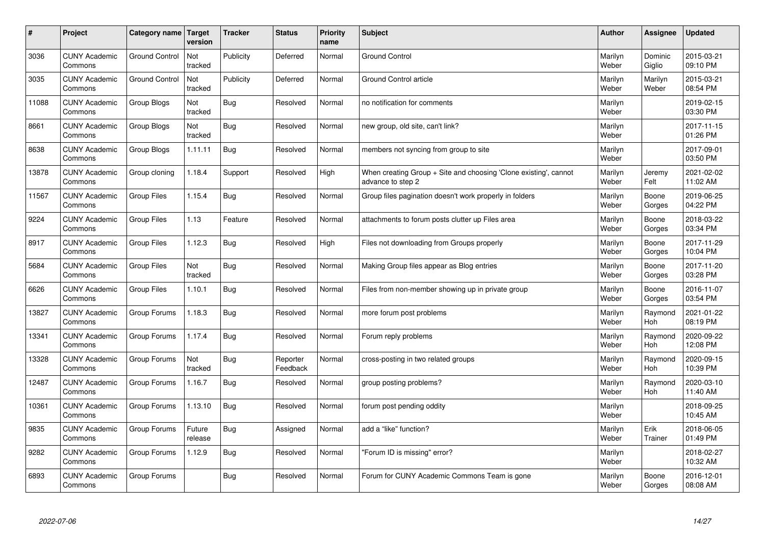| # | Project | Category name | Target version | Tracker | Status | Priority name | Subject | Author | Assignee | Updated |
|---|---|---|---|---|---|---|---|---|---|---|
| 3036 | CUNY Academic Commons | Ground Control | Not tracked | Publicity | Deferred | Normal | Ground Control | Marilyn Weber | Dominic Giglio | 2015-03-21 09:10 PM |
| 3035 | CUNY Academic Commons | Ground Control | Not tracked | Publicity | Deferred | Normal | Ground Control article | Marilyn Weber | Marilyn Weber | 2015-03-21 08:54 PM |
| 11088 | CUNY Academic Commons | Group Blogs | Not tracked | Bug | Resolved | Normal | no notification for comments | Marilyn Weber | | 2019-02-15 03:30 PM |
| 8661 | CUNY Academic Commons | Group Blogs | Not tracked | Bug | Resolved | Normal | new group, old site, can't link? | Marilyn Weber | | 2017-11-15 01:26 PM |
| 8638 | CUNY Academic Commons | Group Blogs | 1.11.11 | Bug | Resolved | Normal | members not syncing from group to site | Marilyn Weber | | 2017-09-01 03:50 PM |
| 13878 | CUNY Academic Commons | Group cloning | 1.18.4 | Support | Resolved | High | When creating Group + Site and choosing 'Clone existing', cannot advance to step 2 | Marilyn Weber | Jeremy Felt | 2021-02-02 11:02 AM |
| 11567 | CUNY Academic Commons | Group Files | 1.15.4 | Bug | Resolved | Normal | Group files pagination doesn't work properly in folders | Marilyn Weber | Boone Gorges | 2019-06-25 04:22 PM |
| 9224 | CUNY Academic Commons | Group Files | 1.13 | Feature | Resolved | Normal | attachments to forum posts clutter up Files area | Marilyn Weber | Boone Gorges | 2018-03-22 03:34 PM |
| 8917 | CUNY Academic Commons | Group Files | 1.12.3 | Bug | Resolved | High | Files not downloading from Groups properly | Marilyn Weber | Boone Gorges | 2017-11-29 10:04 PM |
| 5684 | CUNY Academic Commons | Group Files | Not tracked | Bug | Resolved | Normal | Making Group files appear as Blog entries | Marilyn Weber | Boone Gorges | 2017-11-20 03:28 PM |
| 6626 | CUNY Academic Commons | Group Files | 1.10.1 | Bug | Resolved | Normal | Files from non-member showing up in private group | Marilyn Weber | Boone Gorges | 2016-11-07 03:54 PM |
| 13827 | CUNY Academic Commons | Group Forums | 1.18.3 | Bug | Resolved | Normal | more forum post problems | Marilyn Weber | Raymond Hoh | 2021-01-22 08:19 PM |
| 13341 | CUNY Academic Commons | Group Forums | 1.17.4 | Bug | Resolved | Normal | Forum reply problems | Marilyn Weber | Raymond Hoh | 2020-09-22 12:08 PM |
| 13328 | CUNY Academic Commons | Group Forums | Not tracked | Bug | Reporter Feedback | Normal | cross-posting in two related groups | Marilyn Weber | Raymond Hoh | 2020-09-15 10:39 PM |
| 12487 | CUNY Academic Commons | Group Forums | 1.16.7 | Bug | Resolved | Normal | group posting problems? | Marilyn Weber | Raymond Hoh | 2020-03-10 11:40 AM |
| 10361 | CUNY Academic Commons | Group Forums | 1.13.10 | Bug | Resolved | Normal | forum post pending oddity | Marilyn Weber | | 2018-09-25 10:45 AM |
| 9835 | CUNY Academic Commons | Group Forums | Future release | Bug | Assigned | Normal | add a "like" function? | Marilyn Weber | Erik Trainer | 2018-06-05 01:49 PM |
| 9282 | CUNY Academic Commons | Group Forums | 1.12.9 | Bug | Resolved | Normal | "Forum ID is missing" error? | Marilyn Weber | | 2018-02-27 10:32 AM |
| 6893 | CUNY Academic Commons | Group Forums | | Bug | Resolved | Normal | Forum for CUNY Academic Commons Team is gone | Marilyn Weber | Boone Gorges | 2016-12-01 08:08 AM |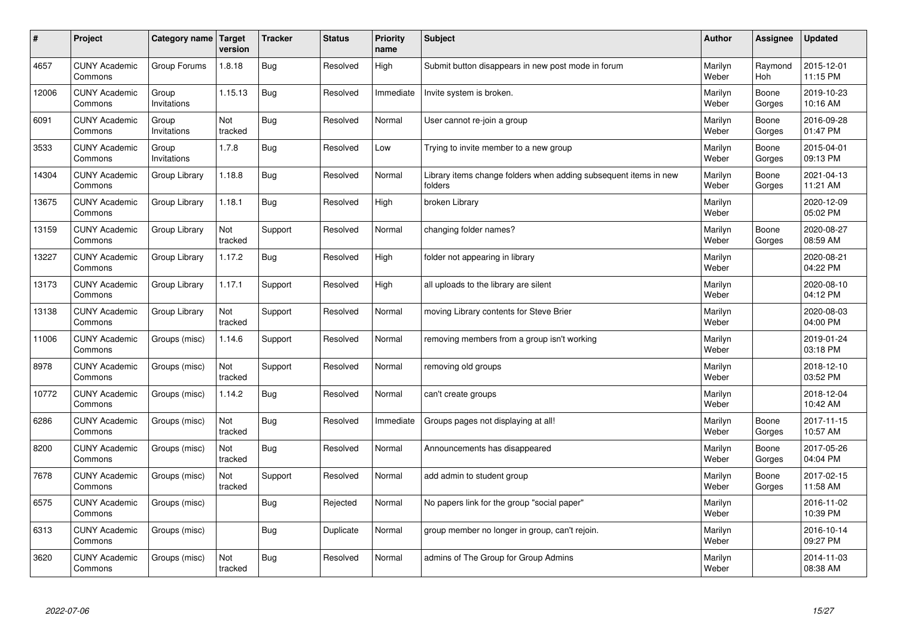| # | Project | Category name | Target version | Tracker | Status | Priority name | Subject | Author | Assignee | Updated |
|---|---|---|---|---|---|---|---|---|---|---|
| 4657 | CUNY Academic Commons | Group Forums | 1.8.18 | Bug | Resolved | High | Submit button disappears in new post mode in forum | Marilyn Weber | Raymond Hoh | 2015-12-01 11:15 PM |
| 12006 | CUNY Academic Commons | Group Invitations | 1.15.13 | Bug | Resolved | Immediate | Invite system is broken. | Marilyn Weber | Boone Gorges | 2019-10-23 10:16 AM |
| 6091 | CUNY Academic Commons | Group Invitations | Not tracked | Bug | Resolved | Normal | User cannot re-join a group | Marilyn Weber | Boone Gorges | 2016-09-28 01:47 PM |
| 3533 | CUNY Academic Commons | Group Invitations | 1.7.8 | Bug | Resolved | Low | Trying to invite member to a new group | Marilyn Weber | Boone Gorges | 2015-04-01 09:13 PM |
| 14304 | CUNY Academic Commons | Group Library | 1.18.8 | Bug | Resolved | Normal | Library items change folders when adding subsequent items in new folders | Marilyn Weber | Boone Gorges | 2021-04-13 11:21 AM |
| 13675 | CUNY Academic Commons | Group Library | 1.18.1 | Bug | Resolved | High | broken Library | Marilyn Weber | | 2020-12-09 05:02 PM |
| 13159 | CUNY Academic Commons | Group Library | Not tracked | Support | Resolved | Normal | changing folder names? | Marilyn Weber | Boone Gorges | 2020-08-27 08:59 AM |
| 13227 | CUNY Academic Commons | Group Library | 1.17.2 | Bug | Resolved | High | folder not appearing in library | Marilyn Weber | | 2020-08-21 04:22 PM |
| 13173 | CUNY Academic Commons | Group Library | 1.17.1 | Support | Resolved | High | all uploads to the library are silent | Marilyn Weber | | 2020-08-10 04:12 PM |
| 13138 | CUNY Academic Commons | Group Library | Not tracked | Support | Resolved | Normal | moving Library contents for Steve Brier | Marilyn Weber | | 2020-08-03 04:00 PM |
| 11006 | CUNY Academic Commons | Groups (misc) | 1.14.6 | Support | Resolved | Normal | removing members from a group isn't working | Marilyn Weber | | 2019-01-24 03:18 PM |
| 8978 | CUNY Academic Commons | Groups (misc) | Not tracked | Support | Resolved | Normal | removing old groups | Marilyn Weber | | 2018-12-10 03:52 PM |
| 10772 | CUNY Academic Commons | Groups (misc) | 1.14.2 | Bug | Resolved | Normal | can't create groups | Marilyn Weber | | 2018-12-04 10:42 AM |
| 6286 | CUNY Academic Commons | Groups (misc) | Not tracked | Bug | Resolved | Immediate | Groups pages not displaying at all! | Marilyn Weber | Boone Gorges | 2017-11-15 10:57 AM |
| 8200 | CUNY Academic Commons | Groups (misc) | Not tracked | Bug | Resolved | Normal | Announcements has disappeared | Marilyn Weber | Boone Gorges | 2017-05-26 04:04 PM |
| 7678 | CUNY Academic Commons | Groups (misc) | Not tracked | Support | Resolved | Normal | add admin to student group | Marilyn Weber | Boone Gorges | 2017-02-15 11:58 AM |
| 6575 | CUNY Academic Commons | Groups (misc) | | Bug | Rejected | Normal | No papers link for the group "social paper" | Marilyn Weber | | 2016-11-02 10:39 PM |
| 6313 | CUNY Academic Commons | Groups (misc) | | Bug | Duplicate | Normal | group member no longer in group, can't rejoin. | Marilyn Weber | | 2016-10-14 09:27 PM |
| 3620 | CUNY Academic Commons | Groups (misc) | Not tracked | Bug | Resolved | Normal | admins of The Group for Group Admins | Marilyn Weber | | 2014-11-03 08:38 AM |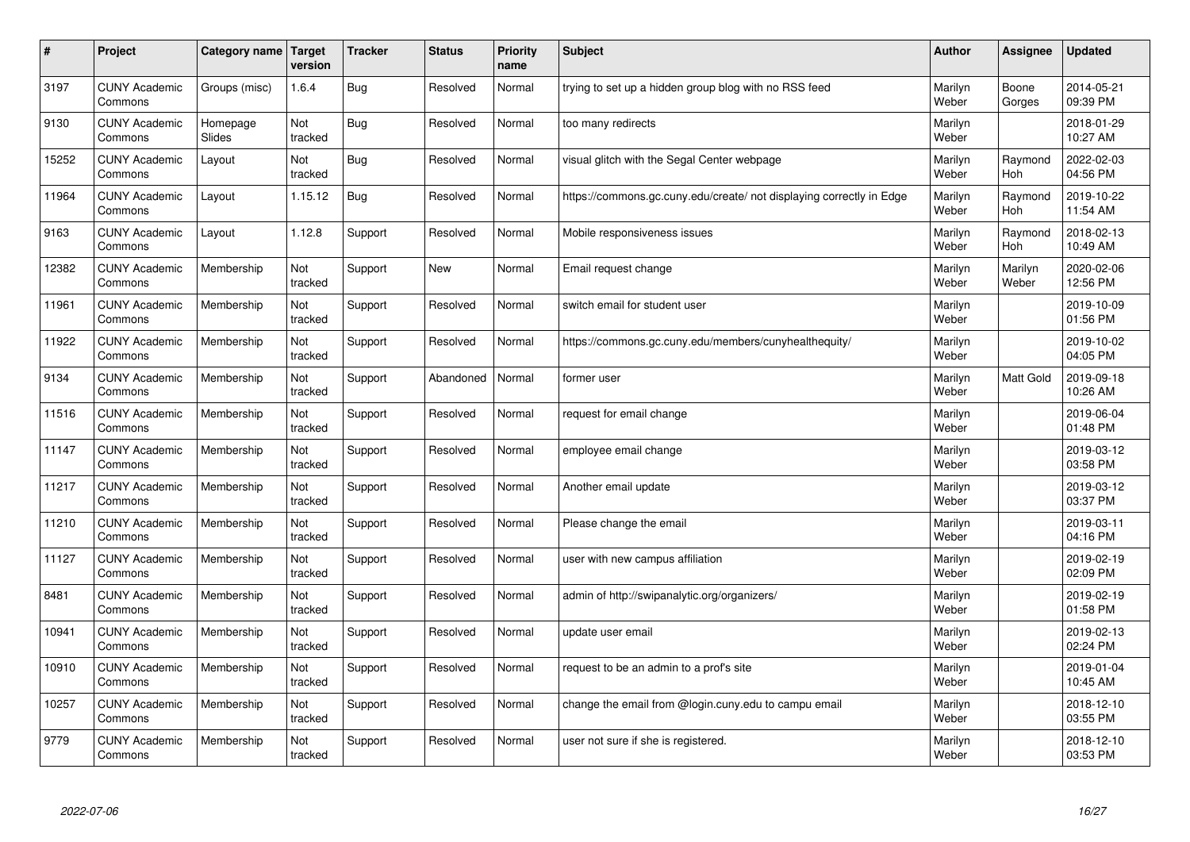| # | Project | Category name | Target version | Tracker | Status | Priority name | Subject | Author | Assignee | Updated |
|---|---|---|---|---|---|---|---|---|---|---|
| 3197 | CUNY Academic Commons | Groups (misc) | 1.6.4 | Bug | Resolved | Normal | trying to set up a hidden group blog with no RSS feed | Marilyn Weber | Boone Gorges | 2014-05-21 09:39 PM |
| 9130 | CUNY Academic Commons | Homepage Slides | Not tracked | Bug | Resolved | Normal | too many redirects | Marilyn Weber | | 2018-01-29 10:27 AM |
| 15252 | CUNY Academic Commons | Layout | Not tracked | Bug | Resolved | Normal | visual glitch with the Segal Center webpage | Marilyn Weber | Raymond Hoh | 2022-02-03 04:56 PM |
| 11964 | CUNY Academic Commons | Layout | 1.15.12 | Bug | Resolved | Normal | https://commons.gc.cuny.edu/create/ not displaying correctly in Edge | Marilyn Weber | Raymond Hoh | 2019-10-22 11:54 AM |
| 9163 | CUNY Academic Commons | Layout | 1.12.8 | Support | Resolved | Normal | Mobile responsiveness issues | Marilyn Weber | Raymond Hoh | 2018-02-13 10:49 AM |
| 12382 | CUNY Academic Commons | Membership | Not tracked | Support | New | Normal | Email request change | Marilyn Weber | Marilyn Weber | 2020-02-06 12:56 PM |
| 11961 | CUNY Academic Commons | Membership | Not tracked | Support | Resolved | Normal | switch email for student user | Marilyn Weber | | 2019-10-09 01:56 PM |
| 11922 | CUNY Academic Commons | Membership | Not tracked | Support | Resolved | Normal | https://commons.gc.cuny.edu/members/cunyhealthequity/ | Marilyn Weber | | 2019-10-02 04:05 PM |
| 9134 | CUNY Academic Commons | Membership | Not tracked | Support | Abandoned | Normal | former user | Marilyn Weber | Matt Gold | 2019-09-18 10:26 AM |
| 11516 | CUNY Academic Commons | Membership | Not tracked | Support | Resolved | Normal | request for email change | Marilyn Weber | | 2019-06-04 01:48 PM |
| 11147 | CUNY Academic Commons | Membership | Not tracked | Support | Resolved | Normal | employee email change | Marilyn Weber | | 2019-03-12 03:58 PM |
| 11217 | CUNY Academic Commons | Membership | Not tracked | Support | Resolved | Normal | Another email update | Marilyn Weber | | 2019-03-12 03:37 PM |
| 11210 | CUNY Academic Commons | Membership | Not tracked | Support | Resolved | Normal | Please change the email | Marilyn Weber | | 2019-03-11 04:16 PM |
| 11127 | CUNY Academic Commons | Membership | Not tracked | Support | Resolved | Normal | user with new campus affiliation | Marilyn Weber | | 2019-02-19 02:09 PM |
| 8481 | CUNY Academic Commons | Membership | Not tracked | Support | Resolved | Normal | admin of http://swipanalytic.org/organizers/ | Marilyn Weber | | 2019-02-19 01:58 PM |
| 10941 | CUNY Academic Commons | Membership | Not tracked | Support | Resolved | Normal | update user email | Marilyn Weber | | 2019-02-13 02:24 PM |
| 10910 | CUNY Academic Commons | Membership | Not tracked | Support | Resolved | Normal | request to be an admin to a prof's site | Marilyn Weber | | 2019-01-04 10:45 AM |
| 10257 | CUNY Academic Commons | Membership | Not tracked | Support | Resolved | Normal | change the email from @login.cuny.edu to campu email | Marilyn Weber | | 2018-12-10 03:55 PM |
| 9779 | CUNY Academic Commons | Membership | Not tracked | Support | Resolved | Normal | user not sure if she is registered. | Marilyn Weber | | 2018-12-10 03:53 PM |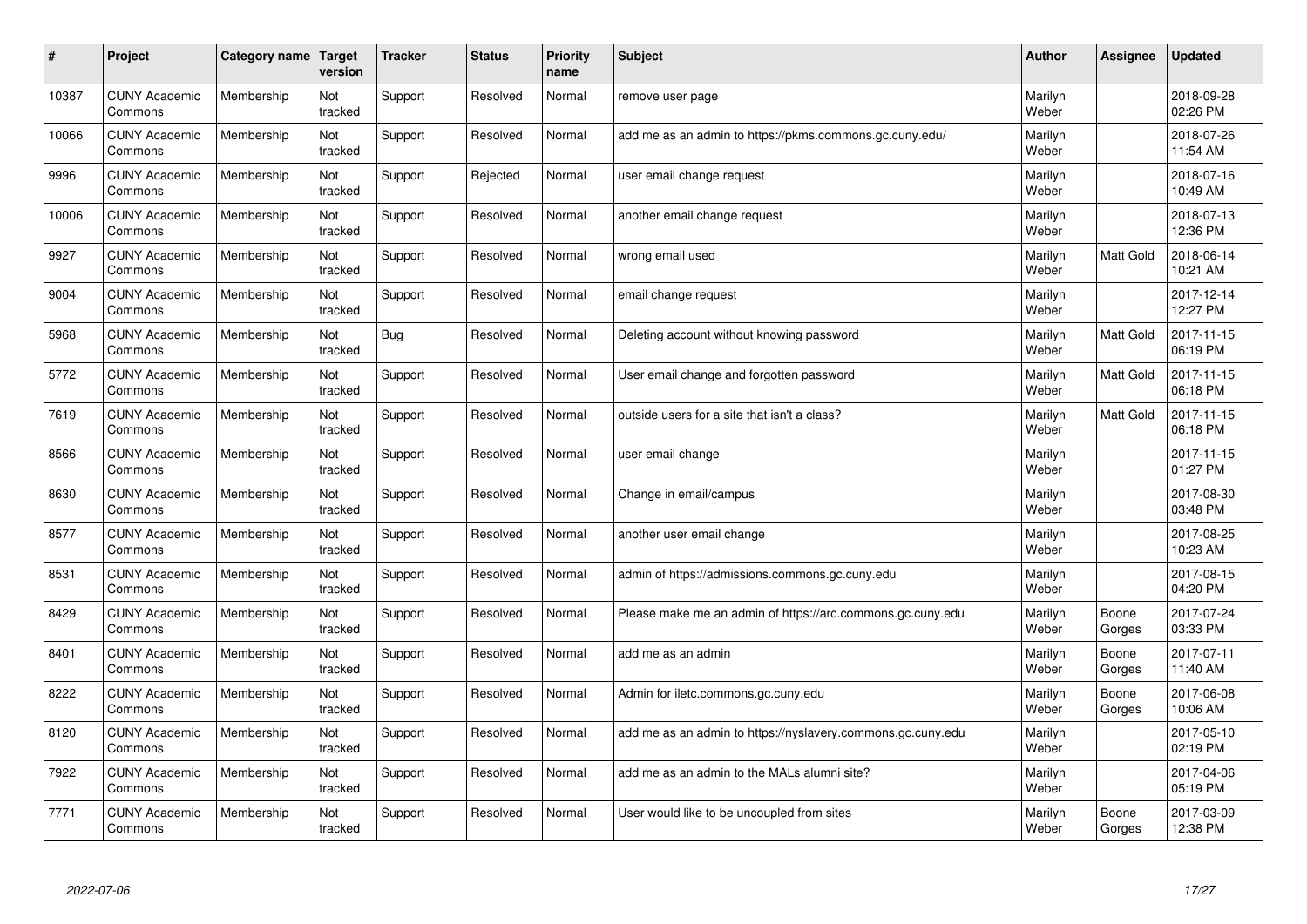| # | Project | Category name | Target version | Tracker | Status | Priority name | Subject | Author | Assignee | Updated |
|---|---|---|---|---|---|---|---|---|---|---|
| 10387 | CUNY Academic Commons | Membership | Not tracked | Support | Resolved | Normal | remove user page | Marilyn Weber | | 2018-09-28 02:26 PM |
| 10066 | CUNY Academic Commons | Membership | Not tracked | Support | Resolved | Normal | add me as an admin to https://pkms.commons.gc.cuny.edu/ | Marilyn Weber | | 2018-07-26 11:54 AM |
| 9996 | CUNY Academic Commons | Membership | Not tracked | Support | Rejected | Normal | user email change request | Marilyn Weber | | 2018-07-16 10:49 AM |
| 10006 | CUNY Academic Commons | Membership | Not tracked | Support | Resolved | Normal | another email change request | Marilyn Weber | | 2018-07-13 12:36 PM |
| 9927 | CUNY Academic Commons | Membership | Not tracked | Support | Resolved | Normal | wrong email used | Marilyn Weber | Matt Gold | 2018-06-14 10:21 AM |
| 9004 | CUNY Academic Commons | Membership | Not tracked | Support | Resolved | Normal | email change request | Marilyn Weber | | 2017-12-14 12:27 PM |
| 5968 | CUNY Academic Commons | Membership | Not tracked | Bug | Resolved | Normal | Deleting account without knowing password | Marilyn Weber | Matt Gold | 2017-11-15 06:19 PM |
| 5772 | CUNY Academic Commons | Membership | Not tracked | Support | Resolved | Normal | User email change and forgotten password | Marilyn Weber | Matt Gold | 2017-11-15 06:18 PM |
| 7619 | CUNY Academic Commons | Membership | Not tracked | Support | Resolved | Normal | outside users for a site that isn't a class? | Marilyn Weber | Matt Gold | 2017-11-15 06:18 PM |
| 8566 | CUNY Academic Commons | Membership | Not tracked | Support | Resolved | Normal | user email change | Marilyn Weber | | 2017-11-15 01:27 PM |
| 8630 | CUNY Academic Commons | Membership | Not tracked | Support | Resolved | Normal | Change in email/campus | Marilyn Weber | | 2017-08-30 03:48 PM |
| 8577 | CUNY Academic Commons | Membership | Not tracked | Support | Resolved | Normal | another user email change | Marilyn Weber | | 2017-08-25 10:23 AM |
| 8531 | CUNY Academic Commons | Membership | Not tracked | Support | Resolved | Normal | admin of https://admissions.commons.gc.cuny.edu | Marilyn Weber | | 2017-08-15 04:20 PM |
| 8429 | CUNY Academic Commons | Membership | Not tracked | Support | Resolved | Normal | Please make me an admin of https://arc.commons.gc.cuny.edu | Marilyn Weber | Boone Gorges | 2017-07-24 03:33 PM |
| 8401 | CUNY Academic Commons | Membership | Not tracked | Support | Resolved | Normal | add me as an admin | Marilyn Weber | Boone Gorges | 2017-07-11 11:40 AM |
| 8222 | CUNY Academic Commons | Membership | Not tracked | Support | Resolved | Normal | Admin for iletc.commons.gc.cuny.edu | Marilyn Weber | Boone Gorges | 2017-06-08 10:06 AM |
| 8120 | CUNY Academic Commons | Membership | Not tracked | Support | Resolved | Normal | add me as an admin to https://nyslavery.commons.gc.cuny.edu | Marilyn Weber | | 2017-05-10 02:19 PM |
| 7922 | CUNY Academic Commons | Membership | Not tracked | Support | Resolved | Normal | add me as an admin to the MALs alumni site? | Marilyn Weber | | 2017-04-06 05:19 PM |
| 7771 | CUNY Academic Commons | Membership | Not tracked | Support | Resolved | Normal | User would like to be uncoupled from sites | Marilyn Weber | Boone Gorges | 2017-03-09 12:38 PM |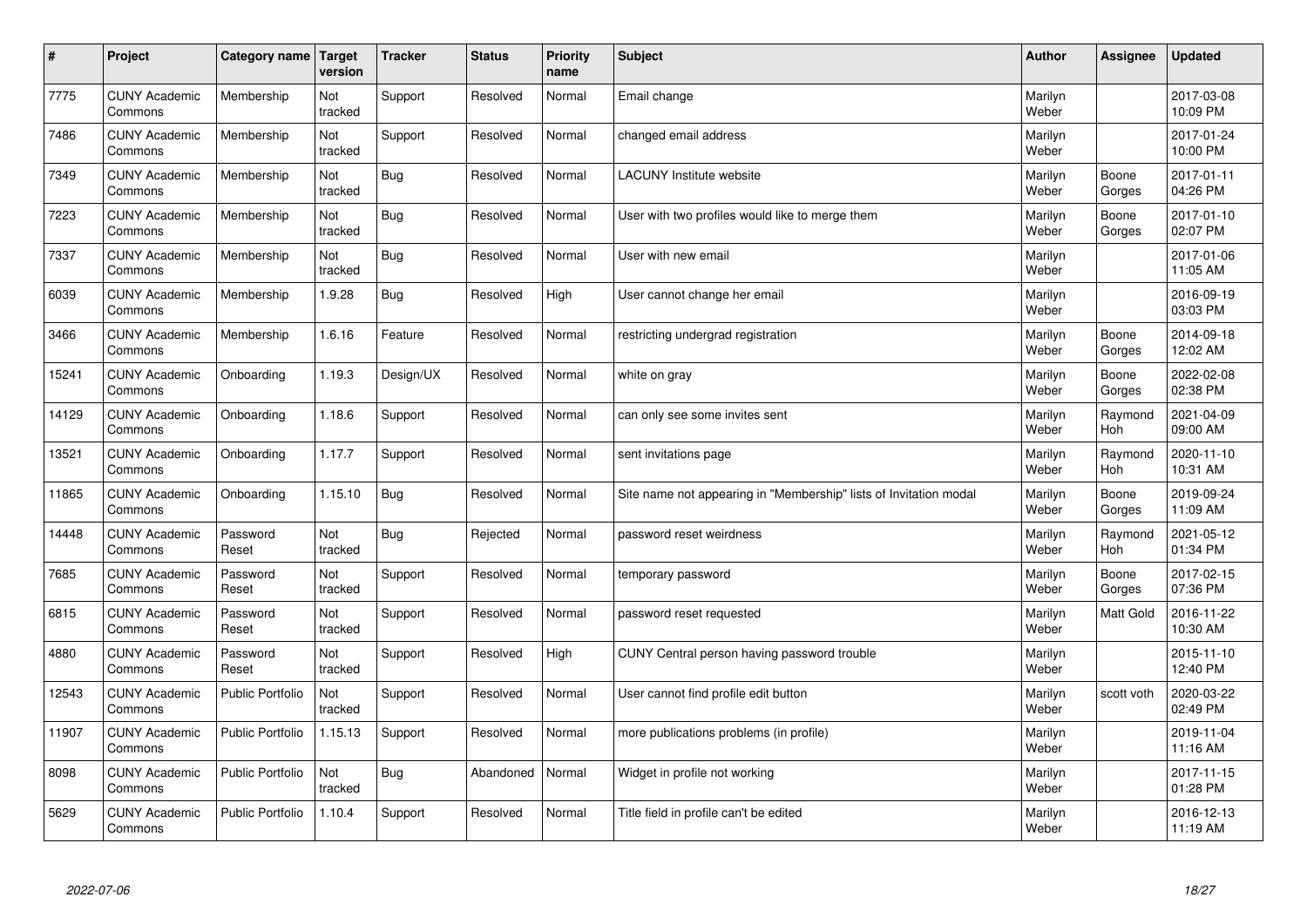| # | Project | Category name | Target version | Tracker | Status | Priority name | Subject | Author | Assignee | Updated |
|---|---|---|---|---|---|---|---|---|---|---|
| 7775 | CUNY Academic Commons | Membership | Not tracked | Support | Resolved | Normal | Email change | Marilyn Weber | | 2017-03-08 10:09 PM |
| 7486 | CUNY Academic Commons | Membership | Not tracked | Support | Resolved | Normal | changed email address | Marilyn Weber | | 2017-01-24 10:00 PM |
| 7349 | CUNY Academic Commons | Membership | Not tracked | Bug | Resolved | Normal | LACUNY Institute website | Marilyn Weber | Boone Gorges | 2017-01-11 04:26 PM |
| 7223 | CUNY Academic Commons | Membership | Not tracked | Bug | Resolved | Normal | User with two profiles would like to merge them | Marilyn Weber | Boone Gorges | 2017-01-10 02:07 PM |
| 7337 | CUNY Academic Commons | Membership | Not tracked | Bug | Resolved | Normal | User with new email | Marilyn Weber | | 2017-01-06 11:05 AM |
| 6039 | CUNY Academic Commons | Membership | 1.9.28 | Bug | Resolved | High | User cannot change her email | Marilyn Weber | | 2016-09-19 03:03 PM |
| 3466 | CUNY Academic Commons | Membership | 1.6.16 | Feature | Resolved | Normal | restricting undergrad registration | Marilyn Weber | Boone Gorges | 2014-09-18 12:02 AM |
| 15241 | CUNY Academic Commons | Onboarding | 1.19.3 | Design/UX | Resolved | Normal | white on gray | Marilyn Weber | Boone Gorges | 2022-02-08 02:38 PM |
| 14129 | CUNY Academic Commons | Onboarding | 1.18.6 | Support | Resolved | Normal | can only see some invites sent | Marilyn Weber | Raymond Hoh | 2021-04-09 09:00 AM |
| 13521 | CUNY Academic Commons | Onboarding | 1.17.7 | Support | Resolved | Normal | sent invitations page | Marilyn Weber | Raymond Hoh | 2020-11-10 10:31 AM |
| 11865 | CUNY Academic Commons | Onboarding | 1.15.10 | Bug | Resolved | Normal | Site name not appearing in "Membership" lists of Invitation modal | Marilyn Weber | Boone Gorges | 2019-09-24 11:09 AM |
| 14448 | CUNY Academic Commons | Password Reset | Not tracked | Bug | Rejected | Normal | password reset weirdness | Marilyn Weber | Raymond Hoh | 2021-05-12 01:34 PM |
| 7685 | CUNY Academic Commons | Password Reset | Not tracked | Support | Resolved | Normal | temporary password | Marilyn Weber | Boone Gorges | 2017-02-15 07:36 PM |
| 6815 | CUNY Academic Commons | Password Reset | Not tracked | Support | Resolved | Normal | password reset requested | Marilyn Weber | Matt Gold | 2016-11-22 10:30 AM |
| 4880 | CUNY Academic Commons | Password Reset | Not tracked | Support | Resolved | High | CUNY Central person having password trouble | Marilyn Weber | | 2015-11-10 12:40 PM |
| 12543 | CUNY Academic Commons | Public Portfolio | Not tracked | Support | Resolved | Normal | User cannot find profile edit button | Marilyn Weber | scott voth | 2020-03-22 02:49 PM |
| 11907 | CUNY Academic Commons | Public Portfolio | 1.15.13 | Support | Resolved | Normal | more publications problems (in profile) | Marilyn Weber | | 2019-11-04 11:16 AM |
| 8098 | CUNY Academic Commons | Public Portfolio | Not tracked | Bug | Abandoned | Normal | Widget in profile not working | Marilyn Weber | | 2017-11-15 01:28 PM |
| 5629 | CUNY Academic Commons | Public Portfolio | 1.10.4 | Support | Resolved | Normal | Title field in profile can't be edited | Marilyn Weber | | 2016-12-13 11:19 AM |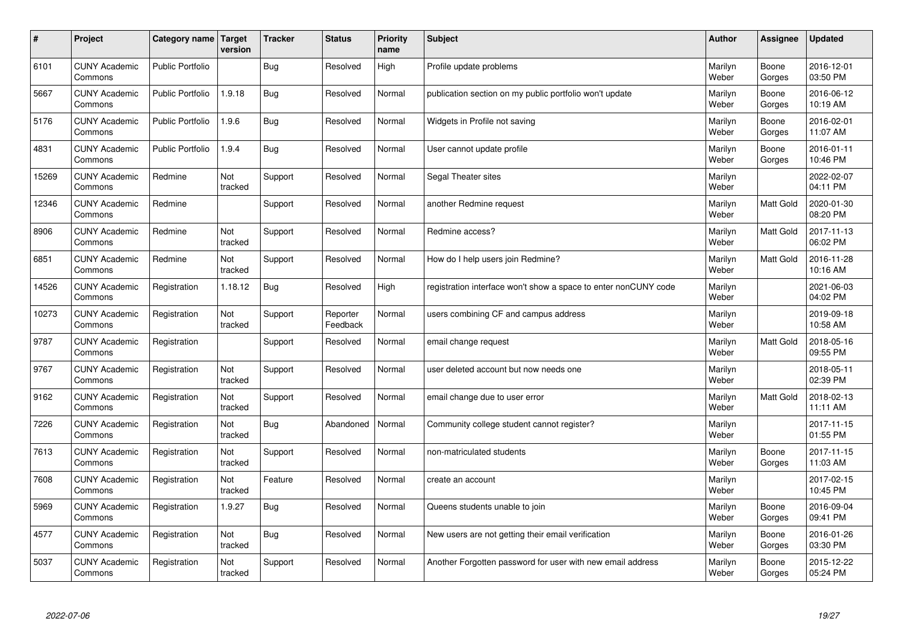| # | Project | Category name | Target version | Tracker | Status | Priority name | Subject | Author | Assignee | Updated |
|---|---|---|---|---|---|---|---|---|---|---|
| 6101 | CUNY Academic Commons | Public Portfolio | | Bug | Resolved | High | Profile update problems | Marilyn Weber | Boone Gorges | 2016-12-01 03:50 PM |
| 5667 | CUNY Academic Commons | Public Portfolio | 1.9.18 | Bug | Resolved | Normal | publication section on my public portfolio won't update | Marilyn Weber | Boone Gorges | 2016-06-12 10:19 AM |
| 5176 | CUNY Academic Commons | Public Portfolio | 1.9.6 | Bug | Resolved | Normal | Widgets in Profile not saving | Marilyn Weber | Boone Gorges | 2016-02-01 11:07 AM |
| 4831 | CUNY Academic Commons | Public Portfolio | 1.9.4 | Bug | Resolved | Normal | User cannot update profile | Marilyn Weber | Boone Gorges | 2016-01-11 10:46 PM |
| 15269 | CUNY Academic Commons | Redmine | Not tracked | Support | Resolved | Normal | Segal Theater sites | Marilyn Weber | | 2022-02-07 04:11 PM |
| 12346 | CUNY Academic Commons | Redmine | | Support | Resolved | Normal | another Redmine request | Marilyn Weber | Matt Gold | 2020-01-30 08:20 PM |
| 8906 | CUNY Academic Commons | Redmine | Not tracked | Support | Resolved | Normal | Redmine access? | Marilyn Weber | Matt Gold | 2017-11-13 06:02 PM |
| 6851 | CUNY Academic Commons | Redmine | Not tracked | Support | Resolved | Normal | How do I help users join Redmine? | Marilyn Weber | Matt Gold | 2016-11-28 10:16 AM |
| 14526 | CUNY Academic Commons | Registration | 1.18.12 | Bug | Resolved | High | registration interface won't show a space to enter nonCUNY code | Marilyn Weber | | 2021-06-03 04:02 PM |
| 10273 | CUNY Academic Commons | Registration | Not tracked | Support | Reporter Feedback | Normal | users combining CF and campus address | Marilyn Weber | | 2019-09-18 10:58 AM |
| 9787 | CUNY Academic Commons | Registration | | Support | Resolved | Normal | email change request | Marilyn Weber | Matt Gold | 2018-05-16 09:55 PM |
| 9767 | CUNY Academic Commons | Registration | Not tracked | Support | Resolved | Normal | user deleted account but now needs one | Marilyn Weber | | 2018-05-11 02:39 PM |
| 9162 | CUNY Academic Commons | Registration | Not tracked | Support | Resolved | Normal | email change due to user error | Marilyn Weber | Matt Gold | 2018-02-13 11:11 AM |
| 7226 | CUNY Academic Commons | Registration | Not tracked | Bug | Abandoned | Normal | Community college student cannot register? | Marilyn Weber | | 2017-11-15 01:55 PM |
| 7613 | CUNY Academic Commons | Registration | Not tracked | Support | Resolved | Normal | non-matriculated students | Marilyn Weber | Boone Gorges | 2017-11-15 11:03 AM |
| 7608 | CUNY Academic Commons | Registration | Not tracked | Feature | Resolved | Normal | create an account | Marilyn Weber | | 2017-02-15 10:45 PM |
| 5969 | CUNY Academic Commons | Registration | 1.9.27 | Bug | Resolved | Normal | Queens students unable to join | Marilyn Weber | Boone Gorges | 2016-09-04 09:41 PM |
| 4577 | CUNY Academic Commons | Registration | Not tracked | Bug | Resolved | Normal | New users are not getting their email verification | Marilyn Weber | Boone Gorges | 2016-01-26 03:30 PM |
| 5037 | CUNY Academic Commons | Registration | Not tracked | Support | Resolved | Normal | Another Forgotten password for user with new email address | Marilyn Weber | Boone Gorges | 2015-12-22 05:24 PM |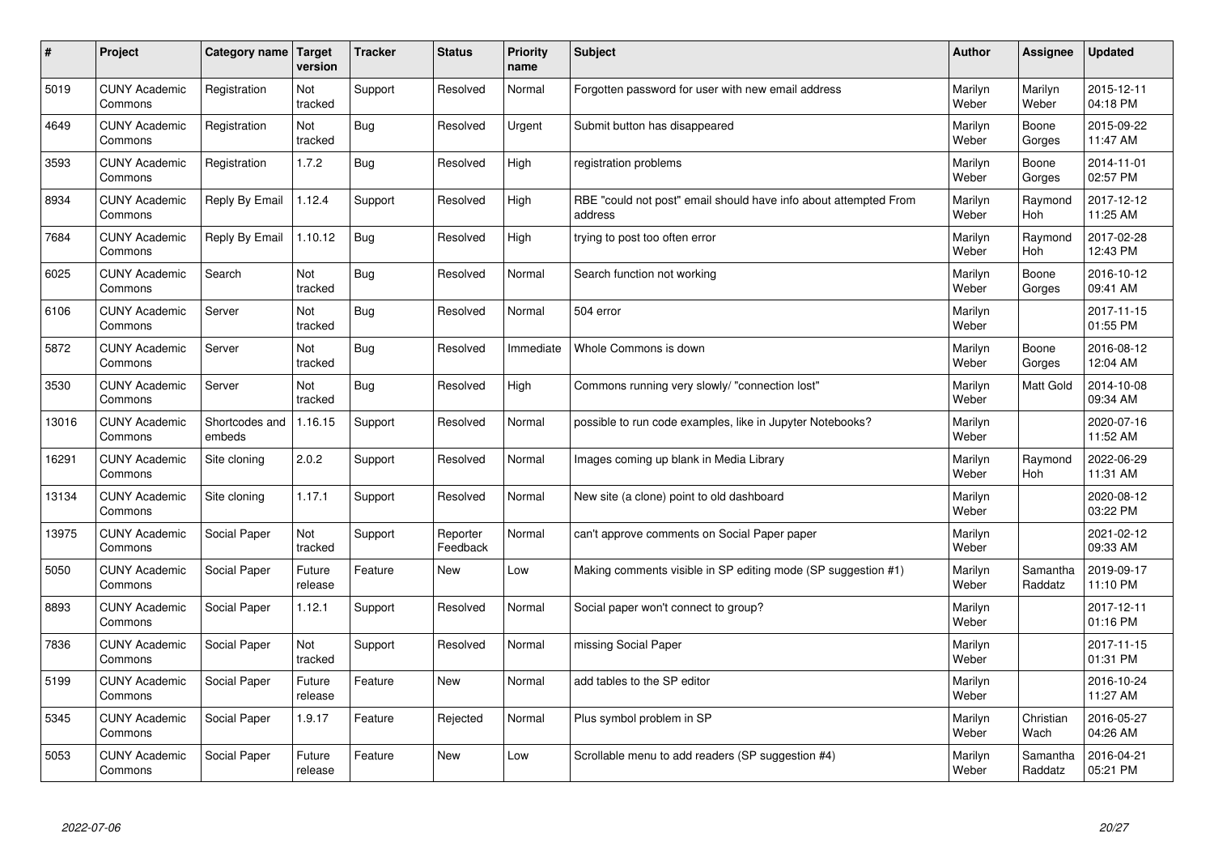| # | Project | Category name | Target version | Tracker | Status | Priority name | Subject | Author | Assignee | Updated |
|---|---|---|---|---|---|---|---|---|---|---|
| 5019 | CUNY Academic Commons | Registration | Not tracked | Support | Resolved | Normal | Forgotten password for user with new email address | Marilyn Weber | Marilyn Weber | 2015-12-11 04:18 PM |
| 4649 | CUNY Academic Commons | Registration | Not tracked | Bug | Resolved | Urgent | Submit button has disappeared | Marilyn Weber | Boone Gorges | 2015-09-22 11:47 AM |
| 3593 | CUNY Academic Commons | Registration | 1.7.2 | Bug | Resolved | High | registration problems | Marilyn Weber | Boone Gorges | 2014-11-01 02:57 PM |
| 8934 | CUNY Academic Commons | Reply By Email | 1.12.4 | Support | Resolved | High | RBE "could not post" email should have info about attempted From address | Marilyn Weber | Raymond Hoh | 2017-12-12 11:25 AM |
| 7684 | CUNY Academic Commons | Reply By Email | 1.10.12 | Bug | Resolved | High | trying to post too often error | Marilyn Weber | Raymond Hoh | 2017-02-28 12:43 PM |
| 6025 | CUNY Academic Commons | Search | Not tracked | Bug | Resolved | Normal | Search function not working | Marilyn Weber | Boone Gorges | 2016-10-12 09:41 AM |
| 6106 | CUNY Academic Commons | Server | Not tracked | Bug | Resolved | Normal | 504 error | Marilyn Weber | | 2017-11-15 01:55 PM |
| 5872 | CUNY Academic Commons | Server | Not tracked | Bug | Resolved | Immediate | Whole Commons is down | Marilyn Weber | Boone Gorges | 2016-08-12 12:04 AM |
| 3530 | CUNY Academic Commons | Server | Not tracked | Bug | Resolved | High | Commons running very slowly/ "connection lost" | Marilyn Weber | Matt Gold | 2014-10-08 09:34 AM |
| 13016 | CUNY Academic Commons | Shortcodes and embeds | 1.16.15 | Support | Resolved | Normal | possible to run code examples, like in Jupyter Notebooks? | Marilyn Weber | | 2020-07-16 11:52 AM |
| 16291 | CUNY Academic Commons | Site cloning | 2.0.2 | Support | Resolved | Normal | Images coming up blank in Media Library | Marilyn Weber | Raymond Hoh | 2022-06-29 11:31 AM |
| 13134 | CUNY Academic Commons | Site cloning | 1.17.1 | Support | Resolved | Normal | New site (a clone) point to old dashboard | Marilyn Weber | | 2020-08-12 03:22 PM |
| 13975 | CUNY Academic Commons | Social Paper | Not tracked | Support | Reporter Feedback | Normal | can't approve comments on Social Paper paper | Marilyn Weber | | 2021-02-12 09:33 AM |
| 5050 | CUNY Academic Commons | Social Paper | Future release | Feature | New | Low | Making comments visible in SP editing mode (SP suggestion #1) | Marilyn Weber | Samantha Raddatz | 2019-09-17 11:10 PM |
| 8893 | CUNY Academic Commons | Social Paper | 1.12.1 | Support | Resolved | Normal | Social paper won't connect to group? | Marilyn Weber | | 2017-12-11 01:16 PM |
| 7836 | CUNY Academic Commons | Social Paper | Not tracked | Support | Resolved | Normal | missing Social Paper | Marilyn Weber | | 2017-11-15 01:31 PM |
| 5199 | CUNY Academic Commons | Social Paper | Future release | Feature | New | Normal | add tables to the SP editor | Marilyn Weber | | 2016-10-24 11:27 AM |
| 5345 | CUNY Academic Commons | Social Paper | 1.9.17 | Feature | Rejected | Normal | Plus symbol problem in SP | Marilyn Weber | Christian Wach | 2016-05-27 04:26 AM |
| 5053 | CUNY Academic Commons | Social Paper | Future release | Feature | New | Low | Scrollable menu to add readers (SP suggestion #4) | Marilyn Weber | Samantha Raddatz | 2016-04-21 05:21 PM |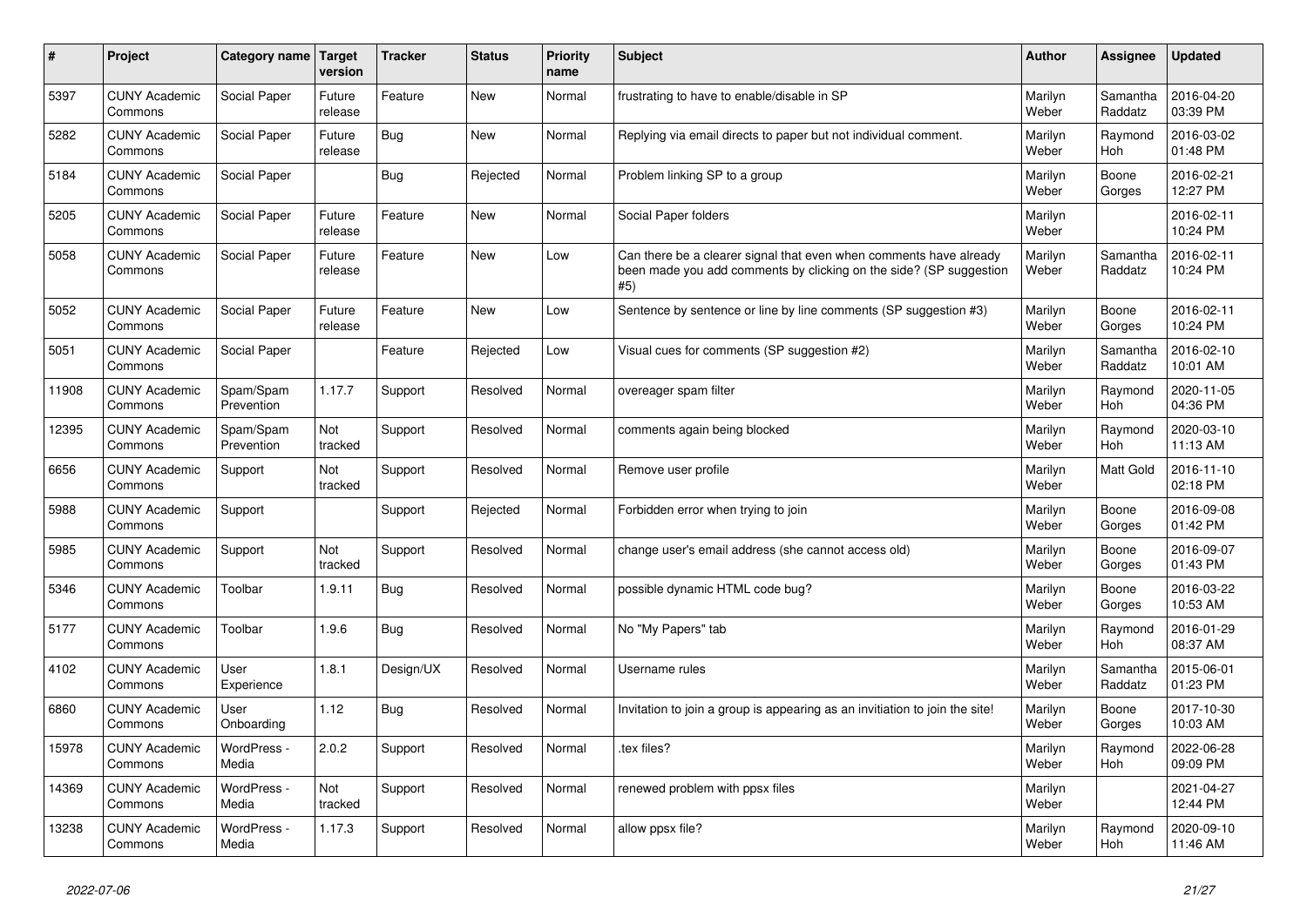| # | Project | Category name | Target version | Tracker | Status | Priority name | Subject | Author | Assignee | Updated |
|---|---|---|---|---|---|---|---|---|---|---|
| 5397 | CUNY Academic Commons | Social Paper | Future release | Feature | New | Normal | frustrating to have to enable/disable in SP | Marilyn Weber | Samantha Raddatz | 2016-04-20 03:39 PM |
| 5282 | CUNY Academic Commons | Social Paper | Future release | Bug | New | Normal | Replying via email directs to paper but not individual comment. | Marilyn Weber | Raymond Hoh | 2016-03-02 01:48 PM |
| 5184 | CUNY Academic Commons | Social Paper | | Bug | Rejected | Normal | Problem linking SP to a group | Marilyn Weber | Boone Gorges | 2016-02-21 12:27 PM |
| 5205 | CUNY Academic Commons | Social Paper | Future release | Feature | New | Normal | Social Paper folders | Marilyn Weber | | 2016-02-11 10:24 PM |
| 5058 | CUNY Academic Commons | Social Paper | Future release | Feature | New | Low | Can there be a clearer signal that even when comments have already been made you add comments by clicking on the side? (SP suggestion #5) | Marilyn Weber | Samantha Raddatz | 2016-02-11 10:24 PM |
| 5052 | CUNY Academic Commons | Social Paper | Future release | Feature | New | Low | Sentence by sentence or line by line comments (SP suggestion #3) | Marilyn Weber | Boone Gorges | 2016-02-11 10:24 PM |
| 5051 | CUNY Academic Commons | Social Paper | | Feature | Rejected | Low | Visual cues for comments (SP suggestion #2) | Marilyn Weber | Samantha Raddatz | 2016-02-10 10:01 AM |
| 11908 | CUNY Academic Commons | Spam/Spam Prevention | 1.17.7 | Support | Resolved | Normal | overeager spam filter | Marilyn Weber | Raymond Hoh | 2020-11-05 04:36 PM |
| 12395 | CUNY Academic Commons | Spam/Spam Prevention | Not tracked | Support | Resolved | Normal | comments again being blocked | Marilyn Weber | Raymond Hoh | 2020-03-10 11:13 AM |
| 6656 | CUNY Academic Commons | Support | Not tracked | Support | Resolved | Normal | Remove user profile | Marilyn Weber | Matt Gold | 2016-11-10 02:18 PM |
| 5988 | CUNY Academic Commons | Support | | Support | Rejected | Normal | Forbidden error when trying to join | Marilyn Weber | Boone Gorges | 2016-09-08 01:42 PM |
| 5985 | CUNY Academic Commons | Support | Not tracked | Support | Resolved | Normal | change user's email address (she cannot access old) | Marilyn Weber | Boone Gorges | 2016-09-07 01:43 PM |
| 5346 | CUNY Academic Commons | Toolbar | 1.9.11 | Bug | Resolved | Normal | possible dynamic HTML code bug? | Marilyn Weber | Boone Gorges | 2016-03-22 10:53 AM |
| 5177 | CUNY Academic Commons | Toolbar | 1.9.6 | Bug | Resolved | Normal | No "My Papers" tab | Marilyn Weber | Raymond Hoh | 2016-01-29 08:37 AM |
| 4102 | CUNY Academic Commons | User Experience | 1.8.1 | Design/UX | Resolved | Normal | Username rules | Marilyn Weber | Samantha Raddatz | 2015-06-01 01:23 PM |
| 6860 | CUNY Academic Commons | User Onboarding | 1.12 | Bug | Resolved | Normal | Invitation to join a group is appearing as an invitiation to join the site! | Marilyn Weber | Boone Gorges | 2017-10-30 10:03 AM |
| 15978 | CUNY Academic Commons | WordPress - Media | 2.0.2 | Support | Resolved | Normal | .tex files? | Marilyn Weber | Raymond Hoh | 2022-06-28 09:09 PM |
| 14369 | CUNY Academic Commons | WordPress - Media | Not tracked | Support | Resolved | Normal | renewed problem with ppsx files | Marilyn Weber | | 2021-04-27 12:44 PM |
| 13238 | CUNY Academic Commons | WordPress - Media | 1.17.3 | Support | Resolved | Normal | allow ppsx file? | Marilyn Weber | Raymond Hoh | 2020-09-10 11:46 AM |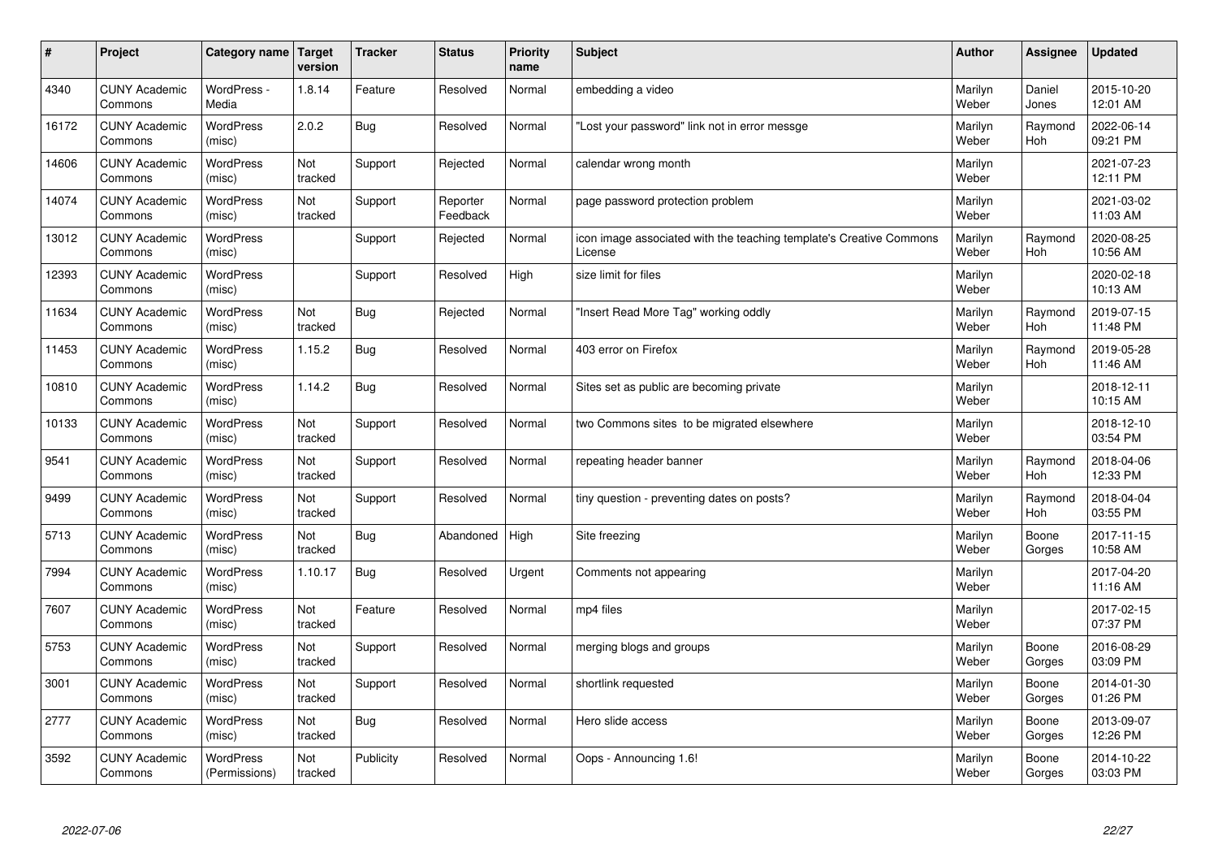| # | Project | Category name | Target version | Tracker | Status | Priority name | Subject | Author | Assignee | Updated |
|---|---|---|---|---|---|---|---|---|---|---|
| 4340 | CUNY Academic Commons | WordPress - Media | 1.8.14 | Feature | Resolved | Normal | embedding a video | Marilyn Weber | Daniel Jones | 2015-10-20 12:01 AM |
| 16172 | CUNY Academic Commons | WordPress (misc) | 2.0.2 | Bug | Resolved | Normal | "Lost your password" link not in error messge | Marilyn Weber | Raymond Hoh | 2022-06-14 09:21 PM |
| 14606 | CUNY Academic Commons | WordPress (misc) | Not tracked | Support | Rejected | Normal | calendar wrong month | Marilyn Weber | | 2021-07-23 12:11 PM |
| 14074 | CUNY Academic Commons | WordPress (misc) | Not tracked | Support | Reporter Feedback | Normal | page password protection problem | Marilyn Weber | | 2021-03-02 11:03 AM |
| 13012 | CUNY Academic Commons | WordPress (misc) | | Support | Rejected | Normal | icon image associated with the teaching template's Creative Commons License | Marilyn Weber | Raymond Hoh | 2020-08-25 10:56 AM |
| 12393 | CUNY Academic Commons | WordPress (misc) | | Support | Resolved | High | size limit for files | Marilyn Weber | | 2020-02-18 10:13 AM |
| 11634 | CUNY Academic Commons | WordPress (misc) | Not tracked | Bug | Rejected | Normal | "Insert Read More Tag" working oddly | Marilyn Weber | Raymond Hoh | 2019-07-15 11:48 PM |
| 11453 | CUNY Academic Commons | WordPress (misc) | 1.15.2 | Bug | Resolved | Normal | 403 error on Firefox | Marilyn Weber | Raymond Hoh | 2019-05-28 11:46 AM |
| 10810 | CUNY Academic Commons | WordPress (misc) | 1.14.2 | Bug | Resolved | Normal | Sites set as public are becoming private | Marilyn Weber | | 2018-12-11 10:15 AM |
| 10133 | CUNY Academic Commons | WordPress (misc) | Not tracked | Support | Resolved | Normal | two Commons sites to be migrated elsewhere | Marilyn Weber | | 2018-12-10 03:54 PM |
| 9541 | CUNY Academic Commons | WordPress (misc) | Not tracked | Support | Resolved | Normal | repeating header banner | Marilyn Weber | Raymond Hoh | 2018-04-06 12:33 PM |
| 9499 | CUNY Academic Commons | WordPress (misc) | Not tracked | Support | Resolved | Normal | tiny question - preventing dates on posts? | Marilyn Weber | Raymond Hoh | 2018-04-04 03:55 PM |
| 5713 | CUNY Academic Commons | WordPress (misc) | Not tracked | Bug | Abandoned | High | Site freezing | Marilyn Weber | Boone Gorges | 2017-11-15 10:58 AM |
| 7994 | CUNY Academic Commons | WordPress (misc) | 1.10.17 | Bug | Resolved | Urgent | Comments not appearing | Marilyn Weber | | 2017-04-20 11:16 AM |
| 7607 | CUNY Academic Commons | WordPress (misc) | Not tracked | Feature | Resolved | Normal | mp4 files | Marilyn Weber | | 2017-02-15 07:37 PM |
| 5753 | CUNY Academic Commons | WordPress (misc) | Not tracked | Support | Resolved | Normal | merging blogs and groups | Marilyn Weber | Boone Gorges | 2016-08-29 03:09 PM |
| 3001 | CUNY Academic Commons | WordPress (misc) | Not tracked | Support | Resolved | Normal | shortlink requested | Marilyn Weber | Boone Gorges | 2014-01-30 01:26 PM |
| 2777 | CUNY Academic Commons | WordPress (misc) | Not tracked | Bug | Resolved | Normal | Hero slide access | Marilyn Weber | Boone Gorges | 2013-09-07 12:26 PM |
| 3592 | CUNY Academic Commons | WordPress (Permissions) | Not tracked | Publicity | Resolved | Normal | Oops - Announcing 1.6! | Marilyn Weber | Boone Gorges | 2014-10-22 03:03 PM |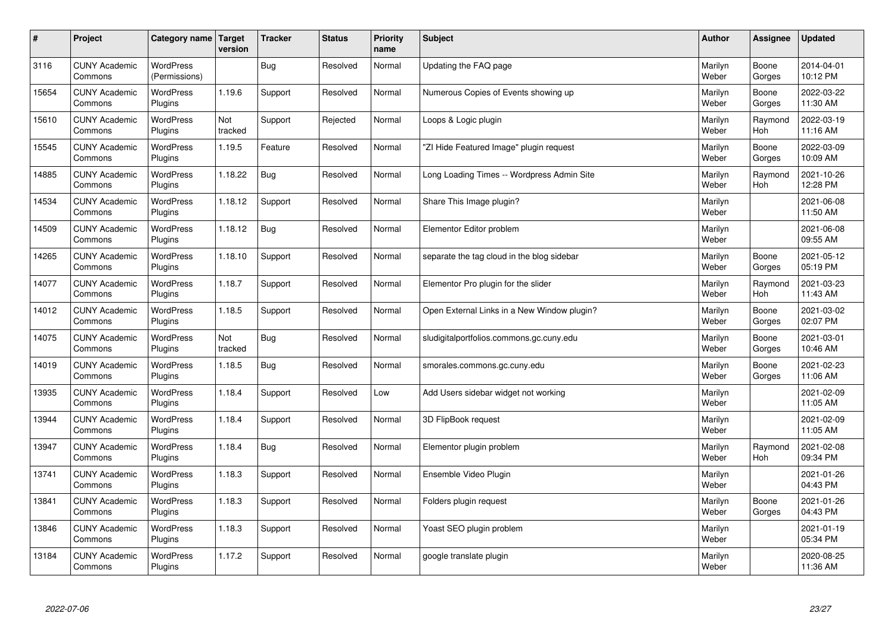| # | Project | Category name | Target version | Tracker | Status | Priority name | Subject | Author | Assignee | Updated |
|---|---|---|---|---|---|---|---|---|---|---|
| 3116 | CUNY Academic Commons | WordPress (Permissions) | | Bug | Resolved | Normal | Updating the FAQ page | Marilyn Weber | Boone Gorges | 2014-04-01 10:12 PM |
| 15654 | CUNY Academic Commons | WordPress Plugins | 1.19.6 | Support | Resolved | Normal | Numerous Copies of Events showing up | Marilyn Weber | Boone Gorges | 2022-03-22 11:30 AM |
| 15610 | CUNY Academic Commons | WordPress Plugins | Not tracked | Support | Rejected | Normal | Loops & Logic plugin | Marilyn Weber | Raymond Hoh | 2022-03-19 11:16 AM |
| 15545 | CUNY Academic Commons | WordPress Plugins | 1.19.5 | Feature | Resolved | Normal | "ZI Hide Featured Image" plugin request | Marilyn Weber | Boone Gorges | 2022-03-09 10:09 AM |
| 14885 | CUNY Academic Commons | WordPress Plugins | 1.18.22 | Bug | Resolved | Normal | Long Loading Times -- Wordpress Admin Site | Marilyn Weber | Raymond Hoh | 2021-10-26 12:28 PM |
| 14534 | CUNY Academic Commons | WordPress Plugins | 1.18.12 | Support | Resolved | Normal | Share This Image plugin? | Marilyn Weber | | 2021-06-08 11:50 AM |
| 14509 | CUNY Academic Commons | WordPress Plugins | 1.18.12 | Bug | Resolved | Normal | Elementor Editor problem | Marilyn Weber | | 2021-06-08 09:55 AM |
| 14265 | CUNY Academic Commons | WordPress Plugins | 1.18.10 | Support | Resolved | Normal | separate the tag cloud in the blog sidebar | Marilyn Weber | Boone Gorges | 2021-05-12 05:19 PM |
| 14077 | CUNY Academic Commons | WordPress Plugins | 1.18.7 | Support | Resolved | Normal | Elementor Pro plugin for the slider | Marilyn Weber | Raymond Hoh | 2021-03-23 11:43 AM |
| 14012 | CUNY Academic Commons | WordPress Plugins | 1.18.5 | Support | Resolved | Normal | Open External Links in a New Window plugin? | Marilyn Weber | Boone Gorges | 2021-03-02 02:07 PM |
| 14075 | CUNY Academic Commons | WordPress Plugins | Not tracked | Bug | Resolved | Normal | sludigitalportfolios.commons.gc.cuny.edu | Marilyn Weber | Boone Gorges | 2021-03-01 10:46 AM |
| 14019 | CUNY Academic Commons | WordPress Plugins | 1.18.5 | Bug | Resolved | Normal | smorales.commons.gc.cuny.edu | Marilyn Weber | Boone Gorges | 2021-02-23 11:06 AM |
| 13935 | CUNY Academic Commons | WordPress Plugins | 1.18.4 | Support | Resolved | Low | Add Users sidebar widget not working | Marilyn Weber | | 2021-02-09 11:05 AM |
| 13944 | CUNY Academic Commons | WordPress Plugins | 1.18.4 | Support | Resolved | Normal | 3D FlipBook request | Marilyn Weber | | 2021-02-09 11:05 AM |
| 13947 | CUNY Academic Commons | WordPress Plugins | 1.18.4 | Bug | Resolved | Normal | Elementor plugin problem | Marilyn Weber | Raymond Hoh | 2021-02-08 09:34 PM |
| 13741 | CUNY Academic Commons | WordPress Plugins | 1.18.3 | Support | Resolved | Normal | Ensemble Video Plugin | Marilyn Weber | | 2021-01-26 04:43 PM |
| 13841 | CUNY Academic Commons | WordPress Plugins | 1.18.3 | Support | Resolved | Normal | Folders plugin request | Marilyn Weber | Boone Gorges | 2021-01-26 04:43 PM |
| 13846 | CUNY Academic Commons | WordPress Plugins | 1.18.3 | Support | Resolved | Normal | Yoast SEO plugin problem | Marilyn Weber | | 2021-01-19 05:34 PM |
| 13184 | CUNY Academic Commons | WordPress Plugins | 1.17.2 | Support | Resolved | Normal | google translate plugin | Marilyn Weber | | 2020-08-25 11:36 AM |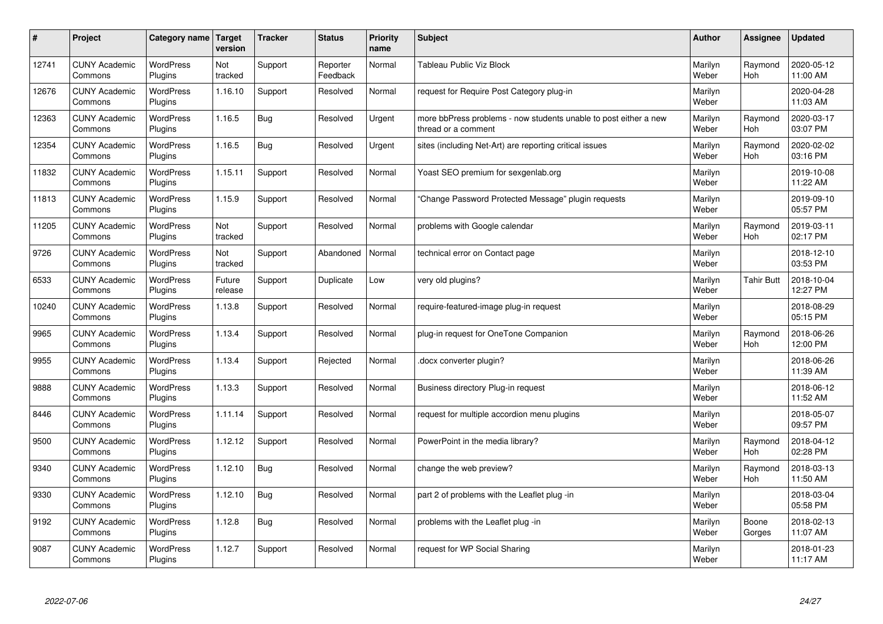| # | Project | Category name | Target version | Tracker | Status | Priority name | Subject | Author | Assignee | Updated |
|---|---|---|---|---|---|---|---|---|---|---|
| 12741 | CUNY Academic Commons | WordPress Plugins | Not tracked | Support | Reporter Feedback | Normal | Tableau Public Viz Block | Marilyn Weber | Raymond Hoh | 2020-05-12 11:00 AM |
| 12676 | CUNY Academic Commons | WordPress Plugins | 1.16.10 | Support | Resolved | Normal | request for Require Post Category plug-in | Marilyn Weber | | 2020-04-28 11:03 AM |
| 12363 | CUNY Academic Commons | WordPress Plugins | 1.16.5 | Bug | Resolved | Urgent | more bbPress problems - now students unable to post either a new thread or a comment | Marilyn Weber | Raymond Hoh | 2020-03-17 03:07 PM |
| 12354 | CUNY Academic Commons | WordPress Plugins | 1.16.5 | Bug | Resolved | Urgent | sites (including Net-Art) are reporting critical issues | Marilyn Weber | Raymond Hoh | 2020-02-02 03:16 PM |
| 11832 | CUNY Academic Commons | WordPress Plugins | 1.15.11 | Support | Resolved | Normal | Yoast SEO premium for sexgenlab.org | Marilyn Weber | | 2019-10-08 11:22 AM |
| 11813 | CUNY Academic Commons | WordPress Plugins | 1.15.9 | Support | Resolved | Normal | "Change Password Protected Message" plugin requests | Marilyn Weber | | 2019-09-10 05:57 PM |
| 11205 | CUNY Academic Commons | WordPress Plugins | Not tracked | Support | Resolved | Normal | problems with Google calendar | Marilyn Weber | Raymond Hoh | 2019-03-11 02:17 PM |
| 9726 | CUNY Academic Commons | WordPress Plugins | Not tracked | Support | Abandoned | Normal | technical error on Contact page | Marilyn Weber | | 2018-12-10 03:53 PM |
| 6533 | CUNY Academic Commons | WordPress Plugins | Future release | Support | Duplicate | Low | very old plugins? | Marilyn Weber | Tahir Butt | 2018-10-04 12:27 PM |
| 10240 | CUNY Academic Commons | WordPress Plugins | 1.13.8 | Support | Resolved | Normal | require-featured-image plug-in request | Marilyn Weber | | 2018-08-29 05:15 PM |
| 9965 | CUNY Academic Commons | WordPress Plugins | 1.13.4 | Support | Resolved | Normal | plug-in request for OneTone Companion | Marilyn Weber | Raymond Hoh | 2018-06-26 12:00 PM |
| 9955 | CUNY Academic Commons | WordPress Plugins | 1.13.4 | Support | Rejected | Normal | .docx converter plugin? | Marilyn Weber | | 2018-06-26 11:39 AM |
| 9888 | CUNY Academic Commons | WordPress Plugins | 1.13.3 | Support | Resolved | Normal | Business directory Plug-in request | Marilyn Weber | | 2018-06-12 11:52 AM |
| 8446 | CUNY Academic Commons | WordPress Plugins | 1.11.14 | Support | Resolved | Normal | request for multiple accordion menu plugins | Marilyn Weber | | 2018-05-07 09:57 PM |
| 9500 | CUNY Academic Commons | WordPress Plugins | 1.12.12 | Support | Resolved | Normal | PowerPoint in the media library? | Marilyn Weber | Raymond Hoh | 2018-04-12 02:28 PM |
| 9340 | CUNY Academic Commons | WordPress Plugins | 1.12.10 | Bug | Resolved | Normal | change the web preview? | Marilyn Weber | Raymond Hoh | 2018-03-13 11:50 AM |
| 9330 | CUNY Academic Commons | WordPress Plugins | 1.12.10 | Bug | Resolved | Normal | part 2 of problems with the Leaflet plug -in | Marilyn Weber | | 2018-03-04 05:58 PM |
| 9192 | CUNY Academic Commons | WordPress Plugins | 1.12.8 | Bug | Resolved | Normal | problems with the Leaflet plug -in | Marilyn Weber | Boone Gorges | 2018-02-13 11:07 AM |
| 9087 | CUNY Academic Commons | WordPress Plugins | 1.12.7 | Support | Resolved | Normal | request for WP Social Sharing | Marilyn Weber | | 2018-01-23 11:17 AM |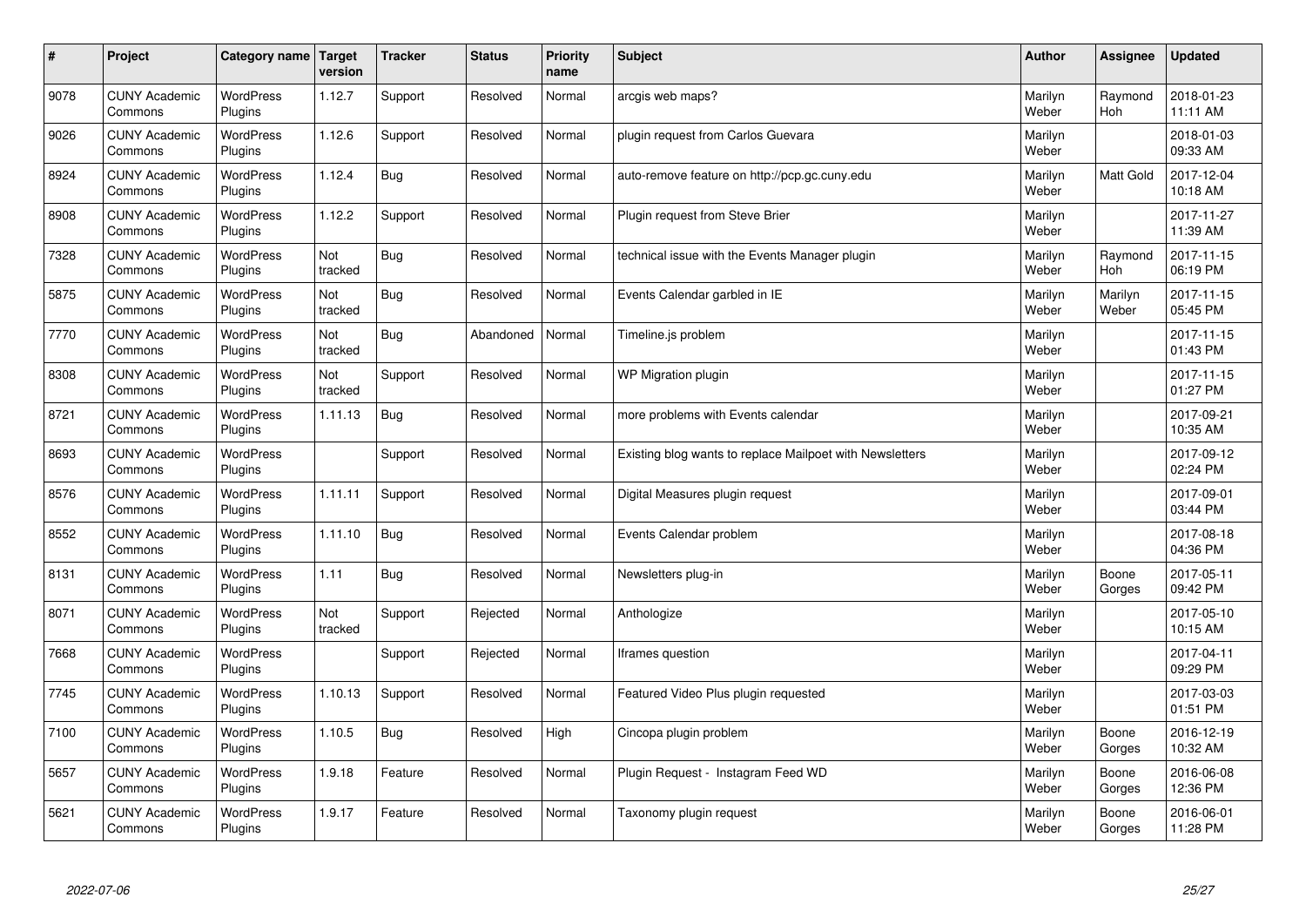| # | Project | Category name | Target version | Tracker | Status | Priority name | Subject | Author | Assignee | Updated |
|---|---|---|---|---|---|---|---|---|---|---|
| 9078 | CUNY Academic Commons | WordPress Plugins | 1.12.7 | Support | Resolved | Normal | arcgis web maps? | Marilyn Weber | Raymond Hoh | 2018-01-23 11:11 AM |
| 9026 | CUNY Academic Commons | WordPress Plugins | 1.12.6 | Support | Resolved | Normal | plugin request from Carlos Guevara | Marilyn Weber | | 2018-01-03 09:33 AM |
| 8924 | CUNY Academic Commons | WordPress Plugins | 1.12.4 | Bug | Resolved | Normal | auto-remove feature on http://pcp.gc.cuny.edu | Marilyn Weber | Matt Gold | 2017-12-04 10:18 AM |
| 8908 | CUNY Academic Commons | WordPress Plugins | 1.12.2 | Support | Resolved | Normal | Plugin request from Steve Brier | Marilyn Weber | | 2017-11-27 11:39 AM |
| 7328 | CUNY Academic Commons | WordPress Plugins | Not tracked | Bug | Resolved | Normal | technical issue with the Events Manager plugin | Marilyn Weber | Raymond Hoh | 2017-11-15 06:19 PM |
| 5875 | CUNY Academic Commons | WordPress Plugins | Not tracked | Bug | Resolved | Normal | Events Calendar garbled in IE | Marilyn Weber | Marilyn Weber | 2017-11-15 05:45 PM |
| 7770 | CUNY Academic Commons | WordPress Plugins | Not tracked | Bug | Abandoned | Normal | Timeline.js problem | Marilyn Weber | | 2017-11-15 01:43 PM |
| 8308 | CUNY Academic Commons | WordPress Plugins | Not tracked | Support | Resolved | Normal | WP Migration plugin | Marilyn Weber | | 2017-11-15 01:27 PM |
| 8721 | CUNY Academic Commons | WordPress Plugins | 1.11.13 | Bug | Resolved | Normal | more problems with Events calendar | Marilyn Weber | | 2017-09-21 10:35 AM |
| 8693 | CUNY Academic Commons | WordPress Plugins | | Support | Resolved | Normal | Existing blog wants to replace Mailpoet with Newsletters | Marilyn Weber | | 2017-09-12 02:24 PM |
| 8576 | CUNY Academic Commons | WordPress Plugins | 1.11.11 | Support | Resolved | Normal | Digital Measures plugin request | Marilyn Weber | | 2017-09-01 03:44 PM |
| 8552 | CUNY Academic Commons | WordPress Plugins | 1.11.10 | Bug | Resolved | Normal | Events Calendar problem | Marilyn Weber | | 2017-08-18 04:36 PM |
| 8131 | CUNY Academic Commons | WordPress Plugins | 1.11 | Bug | Resolved | Normal | Newsletters plug-in | Marilyn Weber | Boone Gorges | 2017-05-11 09:42 PM |
| 8071 | CUNY Academic Commons | WordPress Plugins | Not tracked | Support | Rejected | Normal | Anthologize | Marilyn Weber | | 2017-05-10 10:15 AM |
| 7668 | CUNY Academic Commons | WordPress Plugins | | Support | Rejected | Normal | Iframes question | Marilyn Weber | | 2017-04-11 09:29 PM |
| 7745 | CUNY Academic Commons | WordPress Plugins | 1.10.13 | Support | Resolved | Normal | Featured Video Plus plugin requested | Marilyn Weber | | 2017-03-03 01:51 PM |
| 7100 | CUNY Academic Commons | WordPress Plugins | 1.10.5 | Bug | Resolved | High | Cincopa plugin problem | Marilyn Weber | Boone Gorges | 2016-12-19 10:32 AM |
| 5657 | CUNY Academic Commons | WordPress Plugins | 1.9.18 | Feature | Resolved | Normal | Plugin Request - Instagram Feed WD | Marilyn Weber | Boone Gorges | 2016-06-08 12:36 PM |
| 5621 | CUNY Academic Commons | WordPress Plugins | 1.9.17 | Feature | Resolved | Normal | Taxonomy plugin request | Marilyn Weber | Boone Gorges | 2016-06-01 11:28 PM |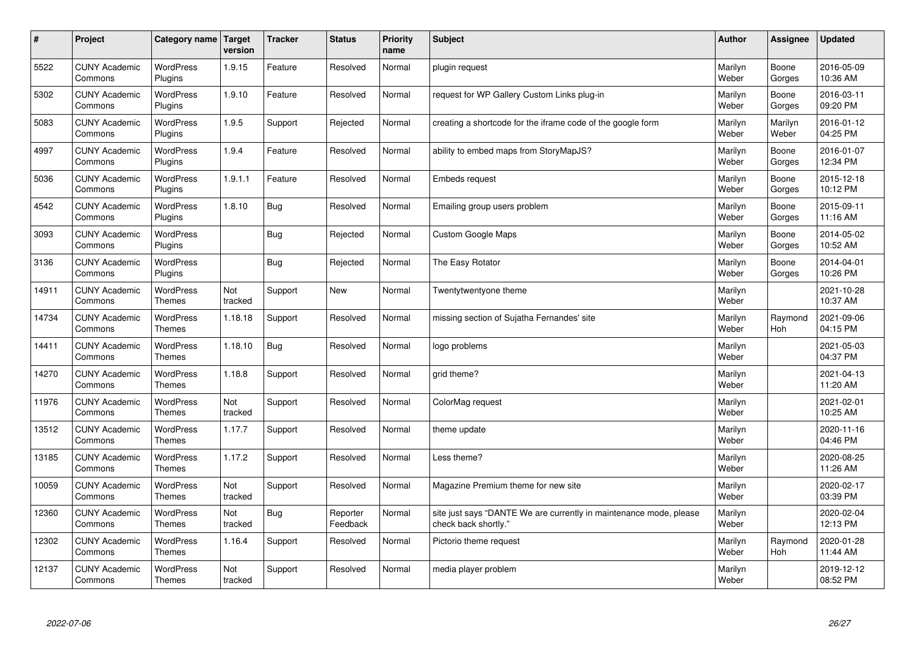| # | Project | Category name | Target version | Tracker | Status | Priority name | Subject | Author | Assignee | Updated |
|---|---|---|---|---|---|---|---|---|---|---|
| 5522 | CUNY Academic Commons | WordPress Plugins | 1.9.15 | Feature | Resolved | Normal | plugin request | Marilyn Weber | Boone Gorges | 2016-05-09 10:36 AM |
| 5302 | CUNY Academic Commons | WordPress Plugins | 1.9.10 | Feature | Resolved | Normal | request for WP Gallery Custom Links plug-in | Marilyn Weber | Boone Gorges | 2016-03-11 09:20 PM |
| 5083 | CUNY Academic Commons | WordPress Plugins | 1.9.5 | Support | Rejected | Normal | creating a shortcode for the iframe code of the google form | Marilyn Weber | Marilyn Weber | 2016-01-12 04:25 PM |
| 4997 | CUNY Academic Commons | WordPress Plugins | 1.9.4 | Feature | Resolved | Normal | ability to embed maps from StoryMapJS? | Marilyn Weber | Boone Gorges | 2016-01-07 12:34 PM |
| 5036 | CUNY Academic Commons | WordPress Plugins | 1.9.1.1 | Feature | Resolved | Normal | Embeds request | Marilyn Weber | Boone Gorges | 2015-12-18 10:12 PM |
| 4542 | CUNY Academic Commons | WordPress Plugins | 1.8.10 | Bug | Resolved | Normal | Emailing group users problem | Marilyn Weber | Boone Gorges | 2015-09-11 11:16 AM |
| 3093 | CUNY Academic Commons | WordPress Plugins | | Bug | Rejected | Normal | Custom Google Maps | Marilyn Weber | Boone Gorges | 2014-05-02 10:52 AM |
| 3136 | CUNY Academic Commons | WordPress Plugins | | Bug | Rejected | Normal | The Easy Rotator | Marilyn Weber | Boone Gorges | 2014-04-01 10:26 PM |
| 14911 | CUNY Academic Commons | WordPress Themes | Not tracked | Support | New | Normal | Twentytwentyone theme | Marilyn Weber | | 2021-10-28 10:37 AM |
| 14734 | CUNY Academic Commons | WordPress Themes | 1.18.18 | Support | Resolved | Normal | missing section of Sujatha Fernandes' site | Marilyn Weber | Raymond Hoh | 2021-09-06 04:15 PM |
| 14411 | CUNY Academic Commons | WordPress Themes | 1.18.10 | Bug | Resolved | Normal | logo problems | Marilyn Weber | | 2021-05-03 04:37 PM |
| 14270 | CUNY Academic Commons | WordPress Themes | 1.18.8 | Support | Resolved | Normal | grid theme? | Marilyn Weber | | 2021-04-13 11:20 AM |
| 11976 | CUNY Academic Commons | WordPress Themes | Not tracked | Support | Resolved | Normal | ColorMag request | Marilyn Weber | | 2021-02-01 10:25 AM |
| 13512 | CUNY Academic Commons | WordPress Themes | 1.17.7 | Support | Resolved | Normal | theme update | Marilyn Weber | | 2020-11-16 04:46 PM |
| 13185 | CUNY Academic Commons | WordPress Themes | 1.17.2 | Support | Resolved | Normal | Less theme? | Marilyn Weber | | 2020-08-25 11:26 AM |
| 10059 | CUNY Academic Commons | WordPress Themes | Not tracked | Support | Resolved | Normal | Magazine Premium theme for new site | Marilyn Weber | | 2020-02-17 03:39 PM |
| 12360 | CUNY Academic Commons | WordPress Themes | Not tracked | Bug | Reporter Feedback | Normal | site just says "DANTE We are currently in maintenance mode, please check back shortly." | Marilyn Weber | | 2020-02-04 12:13 PM |
| 12302 | CUNY Academic Commons | WordPress Themes | 1.16.4 | Support | Resolved | Normal | Pictorio theme request | Marilyn Weber | Raymond Hoh | 2020-01-28 11:44 AM |
| 12137 | CUNY Academic Commons | WordPress Themes | Not tracked | Support | Resolved | Normal | media player problem | Marilyn Weber | | 2019-12-12 08:52 PM |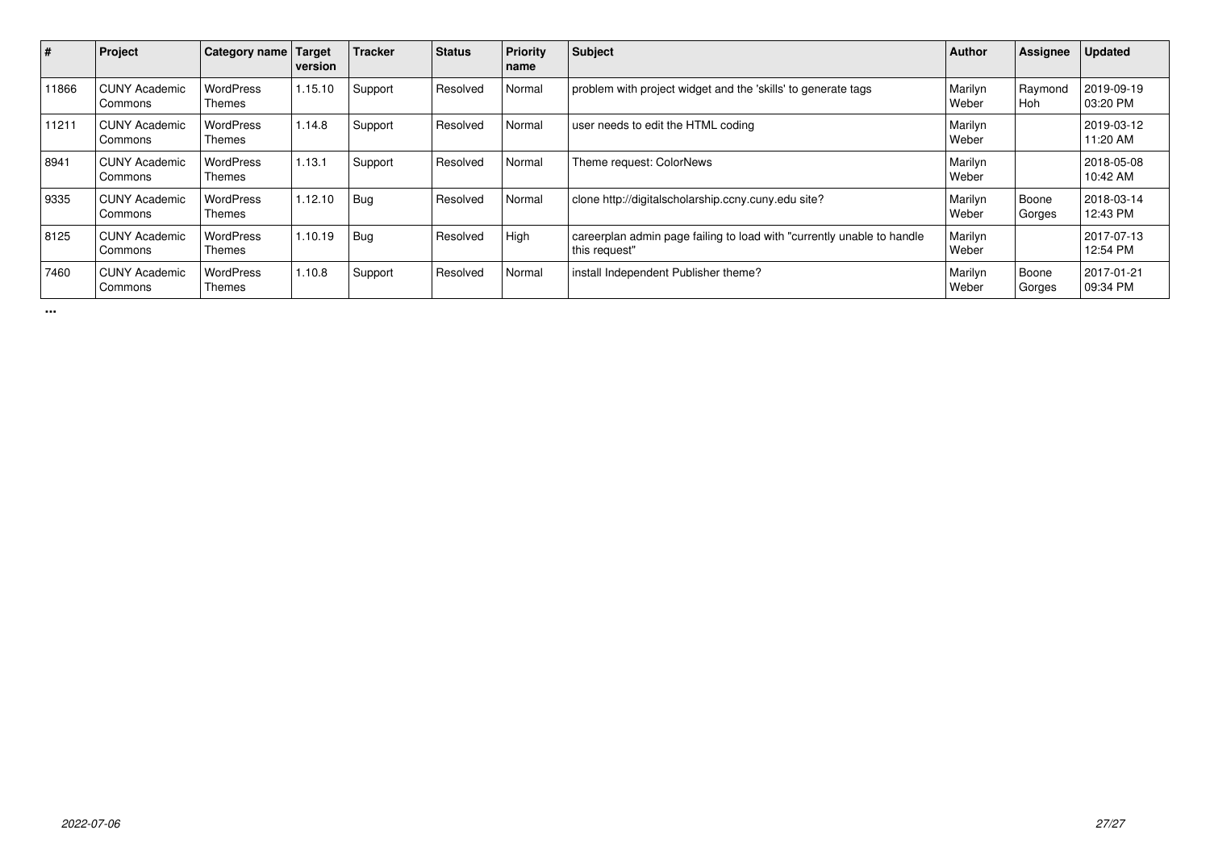| # | Project | Category name | Target version | Tracker | Status | Priority name | Subject | Author | Assignee | Updated |
|---|---|---|---|---|---|---|---|---|---|---|
| 11866 | CUNY Academic Commons | WordPress Themes | 1.15.10 | Support | Resolved | Normal | problem with project widget and the 'skills' to generate tags | Marilyn Weber | Raymond Hoh | 2019-09-19 03:20 PM |
| 11211 | CUNY Academic Commons | WordPress Themes | 1.14.8 | Support | Resolved | Normal | user needs to edit the HTML coding | Marilyn Weber | | 2019-03-12 11:20 AM |
| 8941 | CUNY Academic Commons | WordPress Themes | 1.13.1 | Support | Resolved | Normal | Theme request: ColorNews | Marilyn Weber | | 2018-05-08 10:42 AM |
| 9335 | CUNY Academic Commons | WordPress Themes | 1.12.10 | Bug | Resolved | Normal | clone http://digitalscholarship.ccny.cuny.edu site? | Marilyn Weber | Boone Gorges | 2018-03-14 12:43 PM |
| 8125 | CUNY Academic Commons | WordPress Themes | 1.10.19 | Bug | Resolved | High | careerplan admin page failing to load with "currently unable to handle this request" | Marilyn Weber | | 2017-07-13 12:54 PM |
| 7460 | CUNY Academic Commons | WordPress Themes | 1.10.8 | Support | Resolved | Normal | install Independent Publisher theme? | Marilyn Weber | Boone Gorges | 2017-01-21 09:34 PM |

...